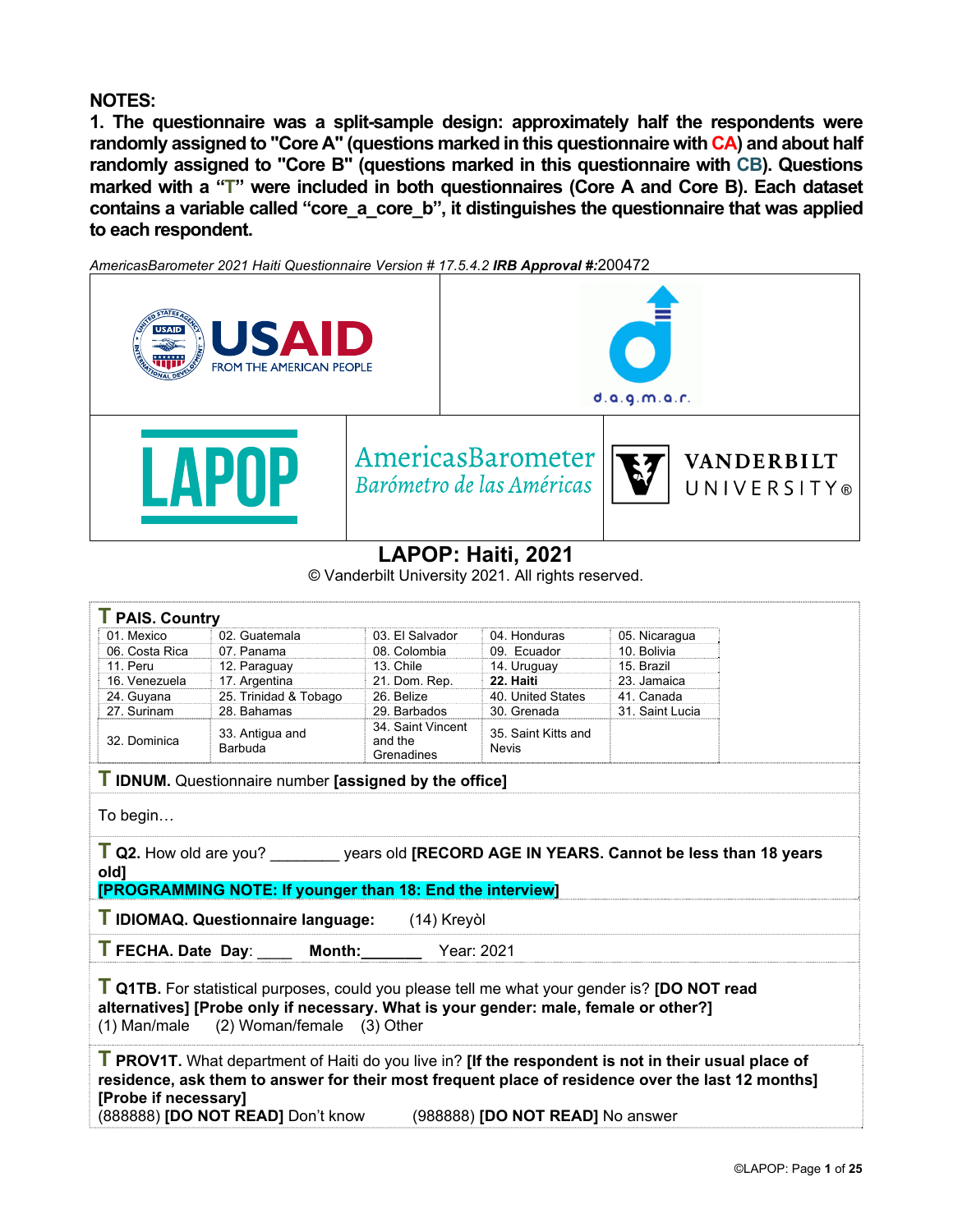**NOTES:**

**1. The questionnaire was a split-sample design: approximately half the respondents were randomly assigned to "Core A" (questions marked in this questionnaire with CA) and about half randomly assigned to "Core B" (questions marked in this questionnaire with CB). Questions marked with a "T" were included in both questionnaires (Core A and Core B). Each dataset contains a variable called "core_a_core_b", it distinguishes the questionnaire that was applied to each respondent.**

*AmericasBarometer 2021 Haiti Questionnaire Version # 17.5.4.2* ***IRB Approval #:***200472

USAID FROM THE AMERICAN PEOPLE | d.a.g.m.a.r. | LAPOP | AmericasBarometer Barómetro de las Américas | VANDERBILT UNIVERSITY®

## LAPOP: Haiti, 2021

© Vanderbilt University 2021. All rights reserved.

**T PAIS. Country**

| | | | | |
|---|---|---|---|---|
| 01. Mexico | 02. Guatemala | 03. El Salvador | 04. Honduras | 05. Nicaragua |
| 06. Costa Rica | 07. Panama | 08. Colombia | 09. Ecuador | 10. Bolivia |
| 11. Peru | 12. Paraguay | 13. Chile | 14. Uruguay | 15. Brazil |
| 16. Venezuela | 17. Argentina | 21. Dom. Rep. | **22. Haiti** | 23. Jamaica |
| 24. Guyana | 25. Trinidad & Tobago | 26. Belize | 40. United States | 41. Canada |
| 27. Surinam | 28. Bahamas | 29. Barbados | 30. Grenada | 31. Saint Lucia |
| 32. Dominica | 33. Antigua and Barbuda | 34. Saint Vincent and the Grenadines | 35. Saint Kitts and Nevis | |

**T IDNUM.** Questionnaire number **[assigned by the office]**

To begin…

**T Q2.** How old are you? ________ years old **[RECORD AGE IN YEARS. Cannot be less than 18 years old]**
**[PROGRAMMING NOTE: If younger than 18: End the interview]**

**T IDIOMAQ. Questionnaire language:** (14) Kreyòl

**T FECHA. Date Day**: ____ **Month:**_______ Year: 2021

**T Q1TB.** For statistical purposes, could you please tell me what your gender is? **[DO NOT read alternatives] [Probe only if necessary. What is your gender: male, female or other?]**
(1) Man/male (2) Woman/female (3) Other

**T PROV1T.** What department of Haiti do you live in? **[If the respondent is not in their usual place of residence, ask them to answer for their most frequent place of residence over the last 12 months] [Probe if necessary]**
(888888) **[DO NOT READ]** Don't know (988888) **[DO NOT READ]** No answer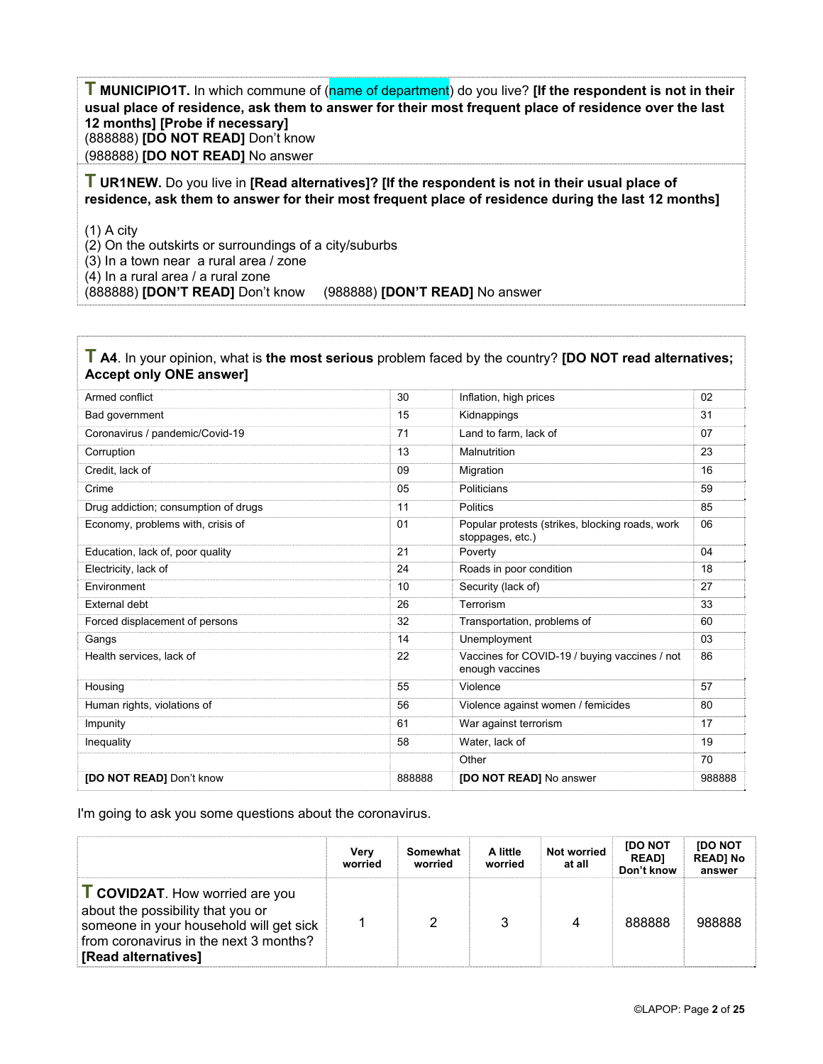**T MUNICIPIO1T.** In which commune of (name of department) do you live? **[If the respondent is not in their usual place of residence, ask them to answer for their most frequent place of residence over the last 12 months] [Probe if necessary]**
(888888) **[DO NOT READ]** Don't know
(988888) **[DO NOT READ]** No answer

**T UR1NEW.** Do you live in **[Read alternatives]? [If the respondent is not in their usual place of residence, ask them to answer for their most frequent place of residence during the last 12 months]**

(1) A city
(2) On the outskirts or surroundings of a city/suburbs
(3) In a town near a rural area / zone
(4) In a rural area / a rural zone
(888888) **[DON'T READ]** Don't know (988888) **[DON'T READ]** No answer

**T A4.** In your opinion, what is **the most serious** problem faced by the country? **[DO NOT read alternatives; Accept only ONE answer]**

| | | | |
|---|---|---|---|
| Armed conflict | 30 | Inflation, high prices | 02 |
| Bad government | 15 | Kidnappings | 31 |
| Coronavirus / pandemic/Covid-19 | 71 | Land to farm, lack of | 07 |
| Corruption | 13 | Malnutrition | 23 |
| Credit, lack of | 09 | Migration | 16 |
| Crime | 05 | Politicians | 59 |
| Drug addiction; consumption of drugs | 11 | Politics | 85 |
| Economy, problems with, crisis of | 01 | Popular protests (strikes, blocking roads, work stoppages, etc.) | 06 |
| Education, lack of, poor quality | 21 | Poverty | 04 |
| Electricity, lack of | 24 | Roads in poor condition | 18 |
| Environment | 10 | Security (lack of) | 27 |
| External debt | 26 | Terrorism | 33 |
| Forced displacement of persons | 32 | Transportation, problems of | 60 |
| Gangs | 14 | Unemployment | 03 |
| Health services, lack of | 22 | Vaccines for COVID-19 / buying vaccines / not enough vaccines | 86 |
| Housing | 55 | Violence | 57 |
| Human rights, violations of | 56 | Violence against women / femicides | 80 |
| Impunity | 61 | War against terrorism | 17 |
| Inequality | 58 | Water, lack of | 19 |
| | | Other | 70 |
| **[DO NOT READ]** Don't know | 888888 | **[DO NOT READ]** No answer | 988888 |

I'm going to ask you some questions about the coronavirus.

| | **Very worried** | **Somewhat worried** | **A little worried** | **Not worried at all** | **[DO NOT READ] Don't know** | **[DO NOT READ] No answer** |
|---|---|---|---|---|---|---|
| **T COVID2AT**. How worried are you about the possibility that you or someone in your household will get sick from coronavirus in the next 3 months? **[Read alternatives]** | 1 | 2 | 3 | 4 | 888888 | 988888 |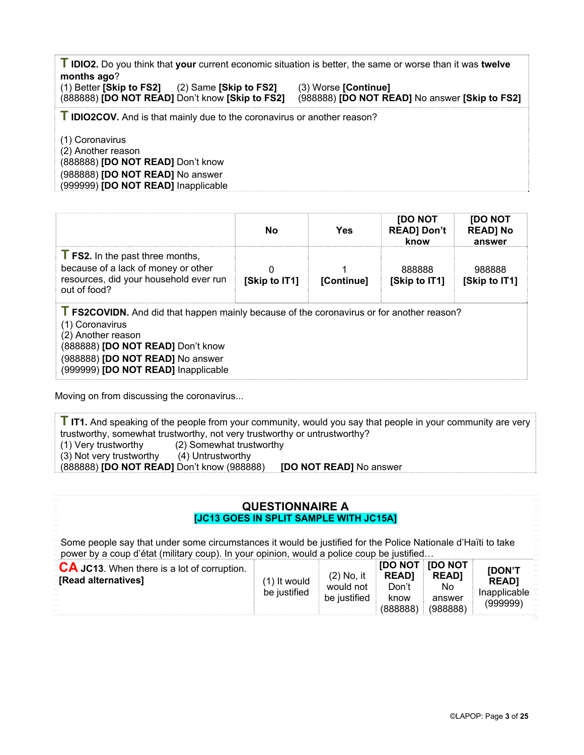**T IDIO2.** Do you think that **your** current economic situation is better, the same or worse than it was **twelve months ago**?
(1) Better **[Skip to FS2]** (2) Same **[Skip to FS2]** (3) Worse **[Continue]**
(888888) **[DO NOT READ]** Don't know **[Skip to FS2]** (988888) **[DO NOT READ]** No answer **[Skip to FS2]**

**T IDIO2COV.** And is that mainly due to the coronavirus or another reason?

(1) Coronavirus
(2) Another reason
(888888) **[DO NOT READ]** Don't know
(988888) **[DO NOT READ]** No answer
(999999) **[DO NOT READ]** Inapplicable

| | No | Yes | [DO NOT READ] Don't know | [DO NOT READ] No answer |
|---|---|---|---|---|
| **T FS2.** In the past three months, because of a lack of money or other resources, did your household ever run out of food? | 0 **[Skip to IT1]** | 1 **[Continue]** | 888888 **[Skip to IT1]** | 988888 **[Skip to IT1]** |

**T FS2COVIDN.** And did that happen mainly because of the coronavirus or for another reason?
(1) Coronavirus
(2) Another reason
(888888) **[DO NOT READ]** Don't know
(988888) **[DO NOT READ]** No answer
(999999) **[DO NOT READ]** Inapplicable

Moving on from discussing the coronavirus...

**T IT1.** And speaking of the people from your community, would you say that people in your community are very trustworthy, somewhat trustworthy, not very trustworthy or untrustworthy?
(1) Very trustworthy (2) Somewhat trustworthy
(3) Not very trustworthy (4) Untrustworthy
(888888) **[DO NOT READ]** Don't know (988888) **[DO NOT READ]** No answer

## QUESTIONNAIRE A

**[JC13 GOES IN SPLIT SAMPLE WITH JC15A]**

Some people say that under some circumstances it would be justified for the Police Nationale d'Haïti to take power by a coup d'état (military coup). In your opinion, would a police coup be justified…

| | | | | | |
|---|---|---|---|---|---|
| **CA JC13**. When there is a lot of corruption. **[Read alternatives]** | (1) It would be justified | (2) No, it would not be justified | **[DO NOT READ]** Don't know (888888) | **[DO NOT READ]** No answer (988888) | **[DON'T READ]** Inapplicable (999999) |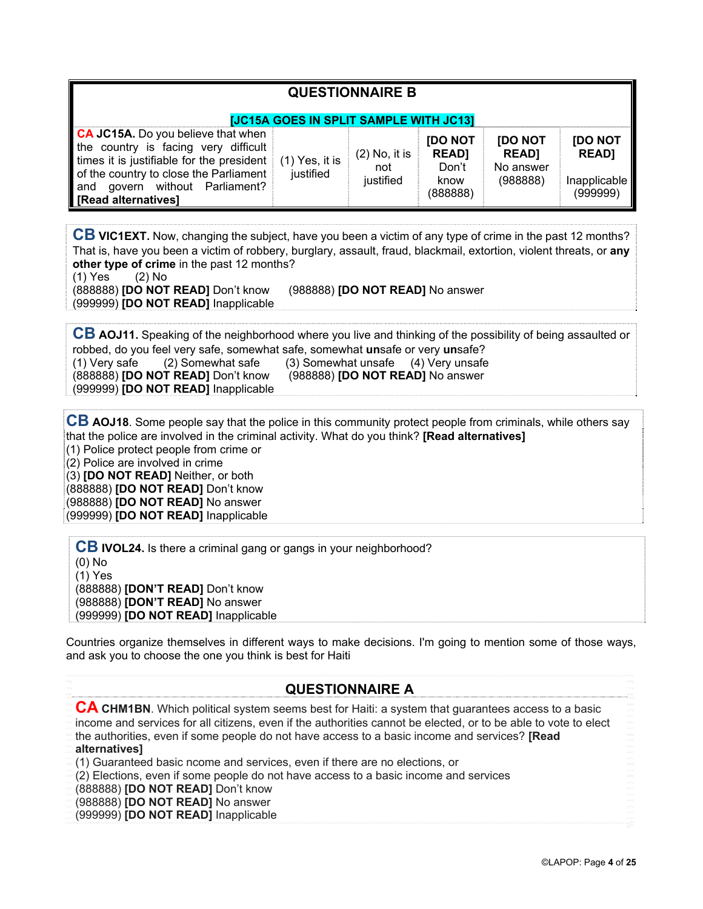## QUESTIONNAIRE B

**[JC15A GOES IN SPLIT SAMPLE WITH JC13]**

| **CA JC15A.** Do you believe that when the country is facing very difficult times it is justifiable for the president of the country to close the Parliament and govern without Parliament? **[Read alternatives]** | (1) Yes, it is justified | (2) No, it is not justified | **[DO NOT READ]** Don't know (888888) | **[DO NOT READ]** No answer (988888) | **[DO NOT READ]** Inapplicable (999999) |
|---|---|---|---|---|---|

**CB VIC1EXT.** Now, changing the subject, have you been a victim of any type of crime in the past 12 months? That is, have you been a victim of robbery, burglary, assault, fraud, blackmail, extortion, violent threats, or **any other type of crime** in the past 12 months?
(1) Yes (2) No
(888888) **[DO NOT READ]** Don't know (988888) **[DO NOT READ]** No answer
(999999) **[DO NOT READ]** Inapplicable

**CB AOJ11.** Speaking of the neighborhood where you live and thinking of the possibility of being assaulted or robbed, do you feel very safe, somewhat safe, somewhat **un**safe or very **un**safe?
(1) Very safe (2) Somewhat safe (3) Somewhat unsafe (4) Very unsafe
(888888) **[DO NOT READ]** Don't know (988888) **[DO NOT READ]** No answer
(999999) **[DO NOT READ]** Inapplicable

**CB AOJ18**. Some people say that the police in this community protect people from criminals, while others say that the police are involved in the criminal activity. What do you think? **[Read alternatives]**
(1) Police protect people from crime or
(2) Police are involved in crime
(3) **[DO NOT READ]** Neither, or both
(888888) **[DO NOT READ]** Don't know
(988888) **[DO NOT READ]** No answer
(999999) **[DO NOT READ]** Inapplicable

**CB IVOL24.** Is there a criminal gang or gangs in your neighborhood?
(0) No
(1) Yes
(888888) **[DON'T READ]** Don't know
(988888) **[DON'T READ]** No answer
(999999) **[DO NOT READ]** Inapplicable

Countries organize themselves in different ways to make decisions. I'm going to mention some of those ways, and ask you to choose the one you think is best for Haiti

## QUESTIONNAIRE A

**CA CHM1BN**. Which political system seems best for Haiti: a system that guarantees access to a basic income and services for all citizens, even if the authorities cannot be elected, or to be able to vote to elect the authorities, even if some people do not have access to a basic income and services? **[Read alternatives]**
(1) Guaranteed basic ncome and services, even if there are no elections, or
(2) Elections, even if some people do not have access to a basic income and services
(888888) **[DO NOT READ]** Don't know
(988888) **[DO NOT READ]** No answer
(999999) **[DO NOT READ]** Inapplicable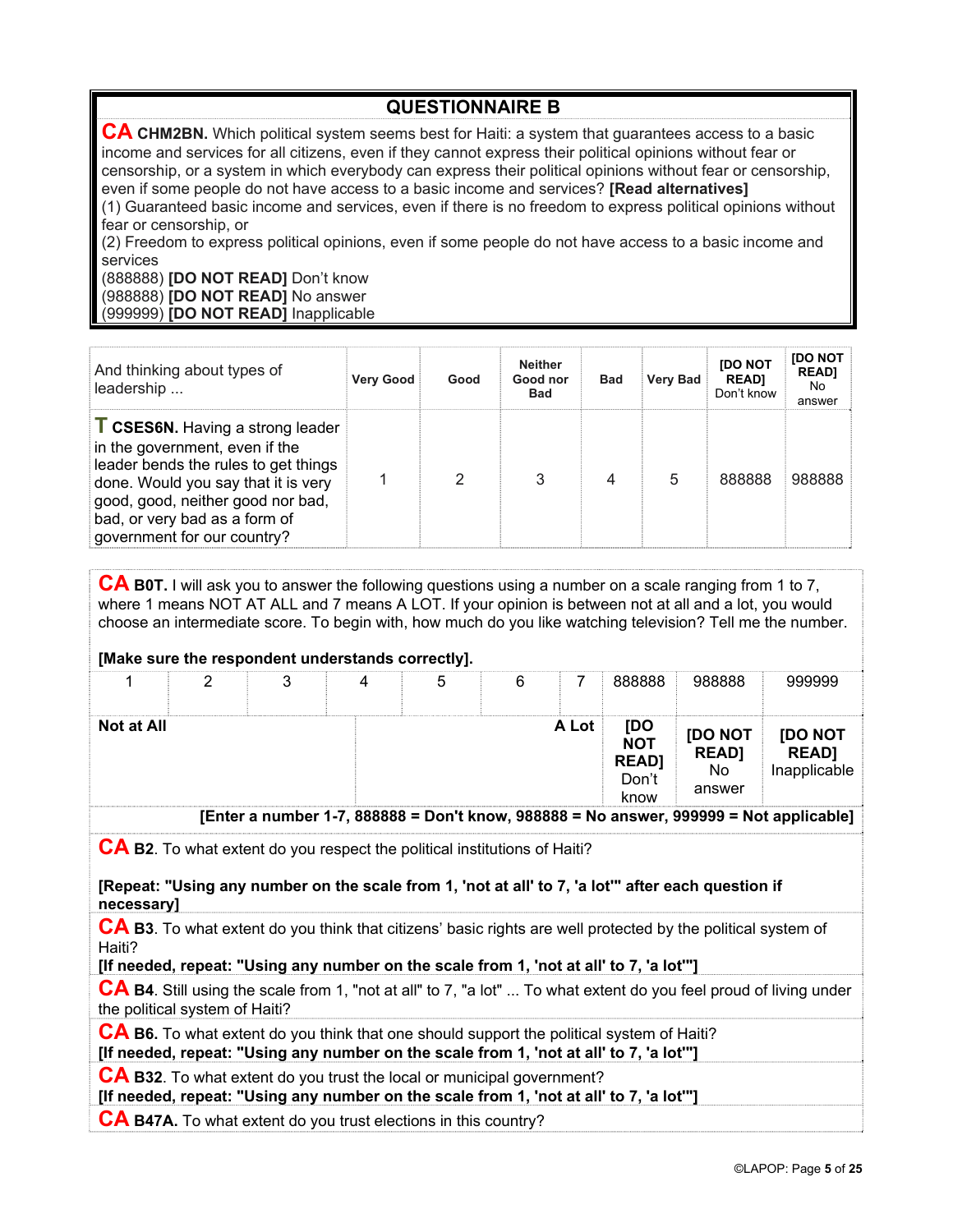## QUESTIONNAIRE B

**CA CHM2BN.** Which political system seems best for Haiti: a system that guarantees access to a basic income and services for all citizens, even if they cannot express their political opinions without fear or censorship, or a system in which everybody can express their political opinions without fear or censorship, even if some people do not have access to a basic income and services? **[Read alternatives]**
(1) Guaranteed basic income and services, even if there is no freedom to express political opinions without fear or censorship, or
(2) Freedom to express political opinions, even if some people do not have access to a basic income and services
(888888) **[DO NOT READ]** Don't know
(988888) **[DO NOT READ]** No answer
(999999) **[DO NOT READ]** Inapplicable

| And thinking about types of leadership ... | Very Good | Good | Neither Good nor Bad | Bad | Very Bad | [DO NOT READ] Don't know | [DO NOT READ] No answer |
|---|---|---|---|---|---|---|---|
| **T CSES6N.** Having a strong leader in the government, even if the leader bends the rules to get things done. Would you say that it is very good, good, neither good nor bad, bad, or very bad as a form of government for our country? | 1 | 2 | 3 | 4 | 5 | 888888 | 988888 |

**CA B0T.** I will ask you to answer the following questions using a number on a scale ranging from 1 to 7, where 1 means NOT AT ALL and 7 means A LOT. If your opinion is between not at all and a lot, you would choose an intermediate score. To begin with, how much do you like watching television? Tell me the number.

**[Make sure the respondent understands correctly].**

| 1 | 2 | 3 | 4 | 5 | 6 | 7 | 888888 | 988888 | 999999 |
|---|---|---|---|---|---|---|---|---|---|
| **Not at All** | | | | | | **A Lot** | **[DO NOT READ]** Don't know | **[DO NOT READ]** No answer | **[DO NOT READ]** Inapplicable |

**[Enter a number 1-7, 888888 = Don't know, 988888 = No answer, 999999 = Not applicable]**

**CA B2**. To what extent do you respect the political institutions of Haiti?

**[Repeat: "Using any number on the scale from 1, 'not at all' to 7, 'a lot'" after each question if necessary]**

**CA B3**. To what extent do you think that citizens' basic rights are well protected by the political system of Haiti?
**[If needed, repeat: "Using any number on the scale from 1, 'not at all' to 7, 'a lot'"]**

**CA B4**. Still using the scale from 1, "not at all" to 7, "a lot" ... To what extent do you feel proud of living under the political system of Haiti?

**CA B6.** To what extent do you think that one should support the political system of Haiti?
**[If needed, repeat: "Using any number on the scale from 1, 'not at all' to 7, 'a lot'"]**

**CA B32**. To what extent do you trust the local or municipal government?
**[If needed, repeat: "Using any number on the scale from 1, 'not at all' to 7, 'a lot'"]**

**CA B47A.** To what extent do you trust elections in this country?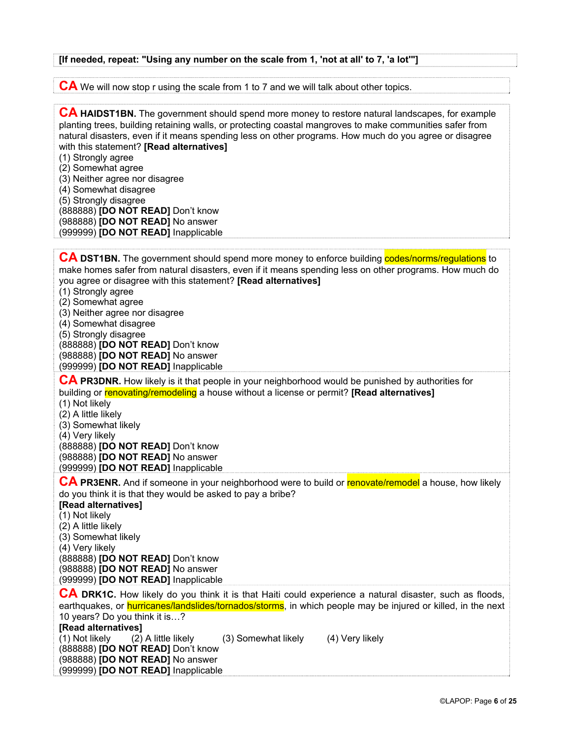**[If needed, repeat: "Using any number on the scale from 1, 'not at all' to 7, 'a lot'"]**

**CA** We will now stop r using the scale from 1 to 7 and we will talk about other topics.

**CA HAIDST1BN.** The government should spend more money to restore natural landscapes, for example planting trees, building retaining walls, or protecting coastal mangroves to make communities safer from natural disasters, even if it means spending less on other programs. How much do you agree or disagree with this statement? **[Read alternatives]**

(1) Strongly agree
(2) Somewhat agree
(3) Neither agree nor disagree
(4) Somewhat disagree
(5) Strongly disagree
(888888) **[DO NOT READ]** Don't know
(988888) **[DO NOT READ]** No answer
(999999) **[DO NOT READ]** Inapplicable

**CA DST1BN.** The government should spend more money to enforce building codes/norms/regulations to make homes safer from natural disasters, even if it means spending less on other programs. How much do you agree or disagree with this statement? **[Read alternatives]**

(1) Strongly agree
(2) Somewhat agree
(3) Neither agree nor disagree
(4) Somewhat disagree
(5) Strongly disagree
(888888) **[DO NOT READ]** Don't know
(988888) **[DO NOT READ]** No answer
(999999) **[DO NOT READ]** Inapplicable

**CA PR3DNR.** How likely is it that people in your neighborhood would be punished by authorities for building or renovating/remodeling a house without a license or permit? **[Read alternatives]**

(1) Not likely
(2) A little likely
(3) Somewhat likely
(4) Very likely
(888888) **[DO NOT READ]** Don't know
(988888) **[DO NOT READ]** No answer
(999999) **[DO NOT READ]** Inapplicable

**CA PR3ENR.** And if someone in your neighborhood were to build or renovate/remodel a house, how likely do you think it is that they would be asked to pay a bribe?
**[Read alternatives]**

(1) Not likely
(2) A little likely
(3) Somewhat likely
(4) Very likely
(888888) **[DO NOT READ]** Don't know
(988888) **[DO NOT READ]** No answer
(999999) **[DO NOT READ]** Inapplicable

**CA DRK1C.** How likely do you think it is that Haiti could experience a natural disaster, such as floods, earthquakes, or hurricanes/landslides/tornados/storms, in which people may be injured or killed, in the next 10 years? Do you think it is…?
**[Read alternatives]**

(1) Not likely (2) A little likely (3) Somewhat likely (4) Very likely
(888888) **[DO NOT READ]** Don't know
(988888) **[DO NOT READ]** No answer
(999999) **[DO NOT READ]** Inapplicable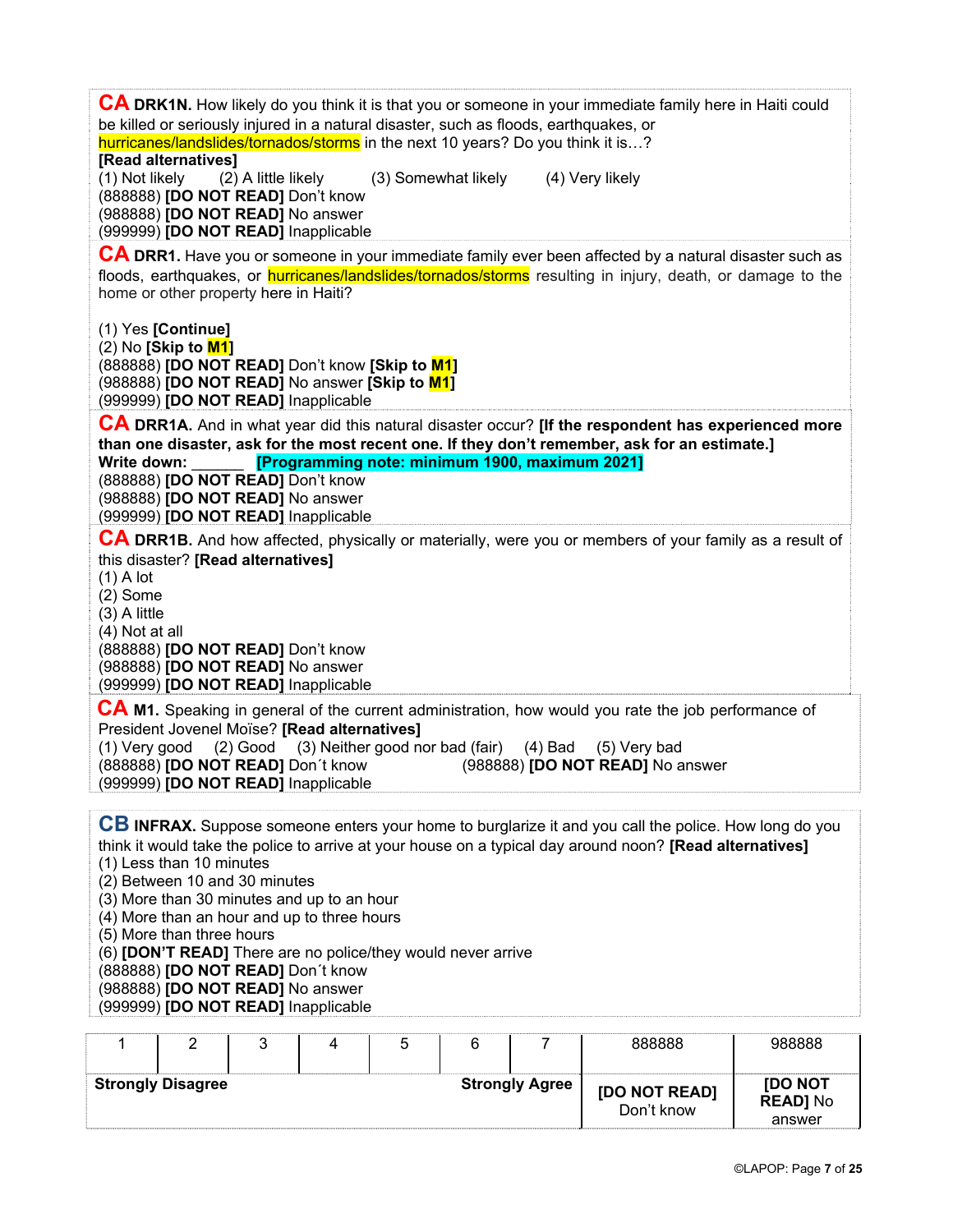**CA DRK1N.** How likely do you think it is that you or someone in your immediate family here in Haiti could be killed or seriously injured in a natural disaster, such as floods, earthquakes, or hurricanes/landslides/tornados/storms in the next 10 years? Do you think it is…? **[Read alternatives]**
(1) Not likely (2) A little likely (3) Somewhat likely (4) Very likely
(888888) **[DO NOT READ]** Don't know
(988888) **[DO NOT READ]** No answer
(999999) **[DO NOT READ]** Inapplicable

**CA DRR1.** Have you or someone in your immediate family ever been affected by a natural disaster such as floods, earthquakes, or hurricanes/landslides/tornados/storms resulting in injury, death, or damage to the home or other property here in Haiti?

(1) Yes **[Continue]**
(2) No **[Skip to M1]**
(888888) **[DO NOT READ]** Don't know **[Skip to M1]**
(988888) **[DO NOT READ]** No answer **[Skip to M1]**
(999999) **[DO NOT READ]** Inapplicable

**CA DRR1A.** And in what year did this natural disaster occur? **[If the respondent has experienced more than one disaster, ask for the most recent one. If they don't remember, ask for an estimate.]**
**Write down:** ______ **[Programming note: minimum 1900, maximum 2021]**
(888888) **[DO NOT READ]** Don't know
(988888) **[DO NOT READ]** No answer
(999999) **[DO NOT READ]** Inapplicable

**CA DRR1B.** And how affected, physically or materially, were you or members of your family as a result of this disaster? **[Read alternatives]**
(1) A lot
(2) Some
(3) A little
(4) Not at all
(888888) **[DO NOT READ]** Don't know
(988888) **[DO NOT READ]** No answer
(999999) **[DO NOT READ]** Inapplicable

**CA M1.** Speaking in general of the current administration, how would you rate the job performance of President Jovenel Moïse? **[Read alternatives]**
(1) Very good (2) Good (3) Neither good nor bad (fair) (4) Bad (5) Very bad
(888888) **[DO NOT READ]** Don´t know (988888) **[DO NOT READ]** No answer
(999999) **[DO NOT READ]** Inapplicable

**CB INFRAX.** Suppose someone enters your home to burglarize it and you call the police. How long do you think it would take the police to arrive at your house on a typical day around noon? **[Read alternatives]**
(1) Less than 10 minutes
(2) Between 10 and 30 minutes
(3) More than 30 minutes and up to an hour
(4) More than an hour and up to three hours
(5) More than three hours
(6) **[DON'T READ]** There are no police/they would never arrive
(888888) **[DO NOT READ]** Don´t know
(988888) **[DO NOT READ]** No answer
(999999) **[DO NOT READ]** Inapplicable

| 1 | 2 | 3 | 4 | 5 | 6 | 7 | 888888 | 988888 |
|---|---|---|---|---|---|---|---|---|
| **Strongly Disagree** | | | | | | **Strongly Agree** | **[DO NOT READ]** Don't know | **[DO NOT READ]** No answer |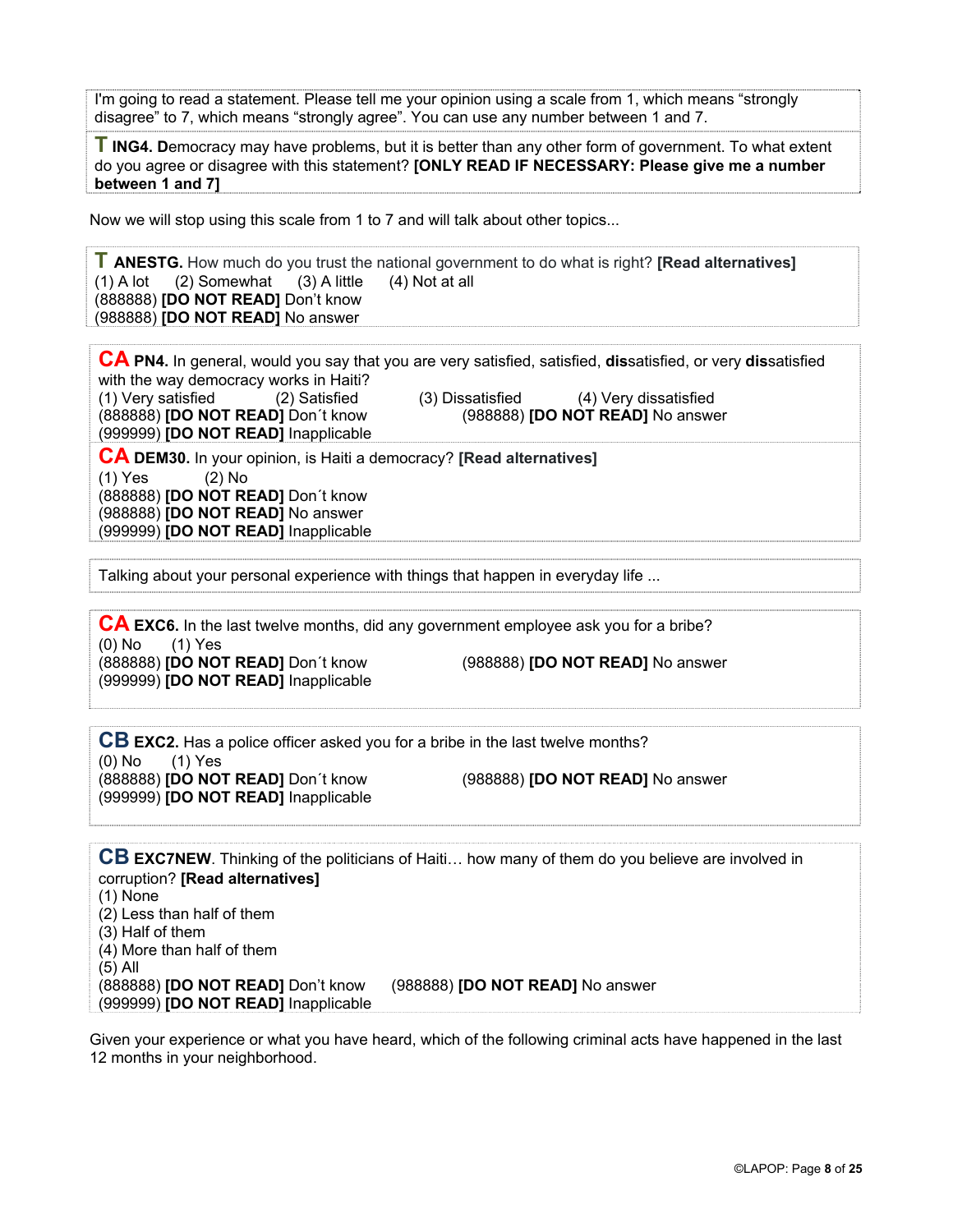I'm going to read a statement. Please tell me your opinion using a scale from 1, which means "strongly disagree" to 7, which means "strongly agree". You can use any number between 1 and 7.

**T ING4. D**emocracy may have problems, but it is better than any other form of government. To what extent do you agree or disagree with this statement? **[ONLY READ IF NECESSARY: Please give me a number between 1 and 7]**

Now we will stop using this scale from 1 to 7 and will talk about other topics...

**T ANESTG.** How much do you trust the national government to do what is right? **[Read alternatives]**
(1) A lot (2) Somewhat (3) A little (4) Not at all
(888888) **[DO NOT READ]** Don't know
(988888) **[DO NOT READ]** No answer

**CA PN4.** In general, would you say that you are very satisfied, satisfied, **dis**satisfied, or very **dis**satisfied with the way democracy works in Haiti?
(1) Very satisfied (2) Satisfied (3) Dissatisfied (4) Very dissatisfied
(888888) **[DO NOT READ]** Don´t know (988888) **[DO NOT READ]** No answer
(999999) **[DO NOT READ]** Inapplicable

**CA DEM30.** In your opinion, is Haiti a democracy? **[Read alternatives]**
(1) Yes (2) No
(888888) **[DO NOT READ]** Don´t know
(988888) **[DO NOT READ]** No answer
(999999) **[DO NOT READ]** Inapplicable

Talking about your personal experience with things that happen in everyday life ...

**CA EXC6.** In the last twelve months, did any government employee ask you for a bribe?
(0) No (1) Yes
(888888) **[DO NOT READ]** Don´t know (988888) **[DO NOT READ]** No answer
(999999) **[DO NOT READ]** Inapplicable

**CB EXC2.** Has a police officer asked you for a bribe in the last twelve months?
(0) No (1) Yes
(888888) **[DO NOT READ]** Don´t know (988888) **[DO NOT READ]** No answer
(999999) **[DO NOT READ]** Inapplicable

**CB EXC7NEW**. Thinking of the politicians of Haiti… how many of them do you believe are involved in corruption? **[Read alternatives]**
(1) None
(2) Less than half of them
(3) Half of them
(4) More than half of them
(5) All
(888888) **[DO NOT READ]** Don't know (988888) **[DO NOT READ]** No answer
(999999) **[DO NOT READ]** Inapplicable

Given your experience or what you have heard, which of the following criminal acts have happened in the last 12 months in your neighborhood.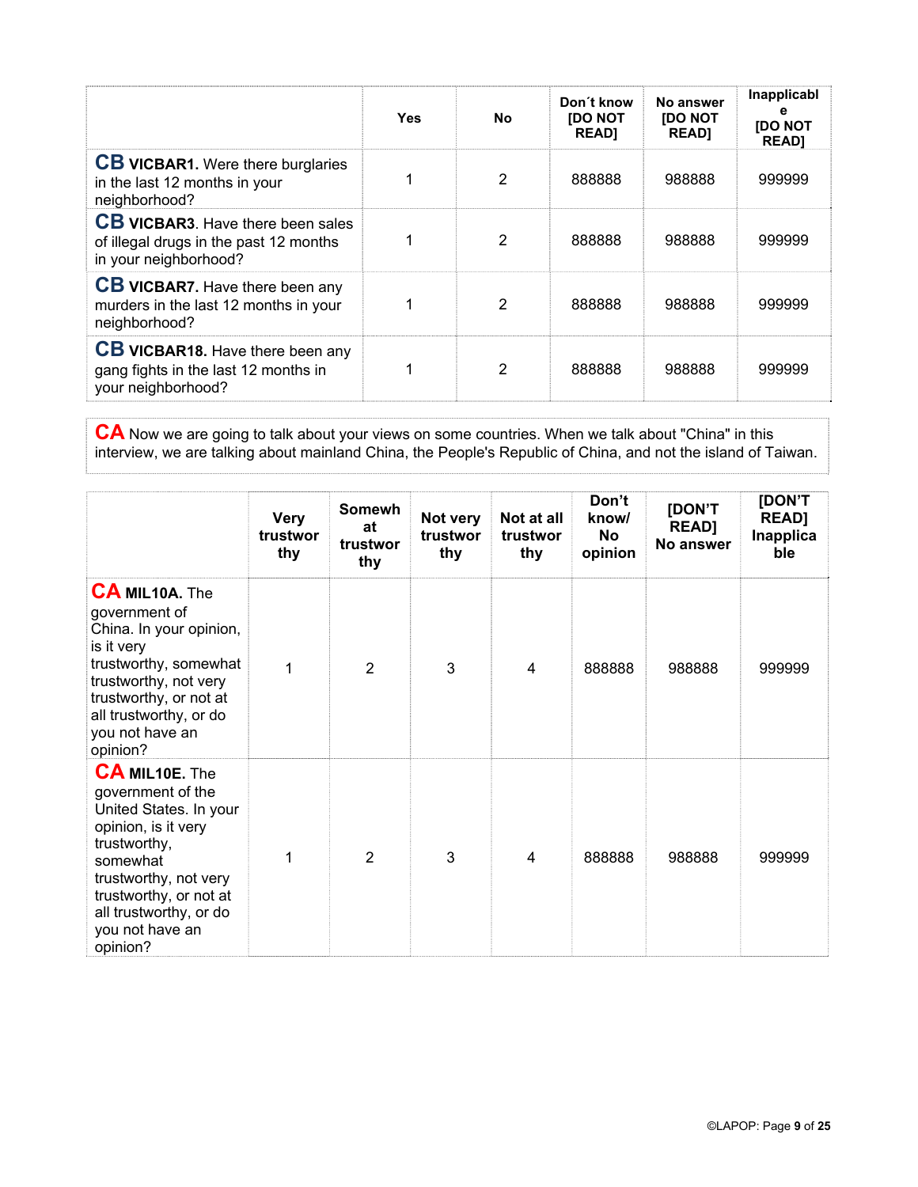| | Yes | No | Don´t know [DO NOT READ] | No answer [DO NOT READ] | Inapplicable [DO NOT READ] |
|---|---|---|---|---|---|
| **CB VICBAR1.** Were there burglaries in the last 12 months in your neighborhood? | 1 | 2 | 888888 | 988888 | 999999 |
| **CB VICBAR3**. Have there been sales of illegal drugs in the past 12 months in your neighborhood? | 1 | 2 | 888888 | 988888 | 999999 |
| **CB VICBAR7.** Have there been any murders in the last 12 months in your neighborhood? | 1 | 2 | 888888 | 988888 | 999999 |
| **CB VICBAR18.** Have there been any gang fights in the last 12 months in your neighborhood? | 1 | 2 | 888888 | 988888 | 999999 |

**CA** Now we are going to talk about your views on some countries. When we talk about "China" in this interview, we are talking about mainland China, the People's Republic of China, and not the island of Taiwan.

| | Very trustworthy | Somewhat trustworthy | Not very trustworthy | Not at all trustworthy | Don't know/ No opinion | [DON'T READ] No answer | [DON'T READ] Inapplicable |
|---|---|---|---|---|---|---|---|
| **CA MIL10A.** The government of China. In your opinion, is it very trustworthy, somewhat trustworthy, not very trustworthy, or not at all trustworthy, or do you not have an opinion? | 1 | 2 | 3 | 4 | 888888 | 988888 | 999999 |
| **CA MIL10E.** The government of the United States. In your opinion, is it very trustworthy, somewhat trustworthy, not very trustworthy, or not at all trustworthy, or do you not have an opinion? | 1 | 2 | 3 | 4 | 888888 | 988888 | 999999 |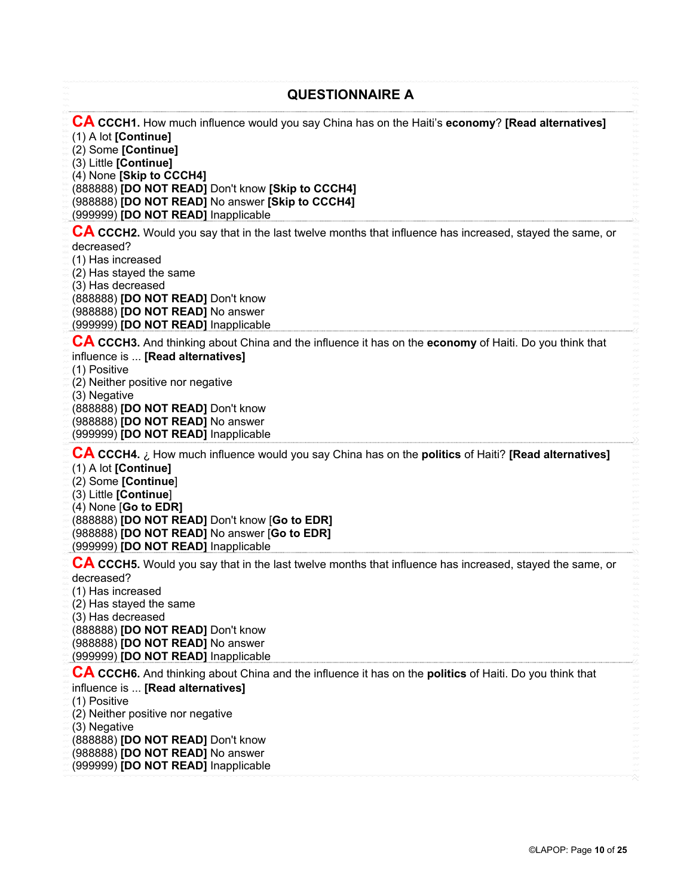## QUESTIONNAIRE A

**CA CCCH1.** How much influence would you say China has on the Haiti's **economy**? **[Read alternatives]**
(1) A lot **[Continue]**
(2) Some **[Continue]**
(3) Little **[Continue]**
(4) None **[Skip to CCCH4]**
(888888) **[DO NOT READ]** Don't know **[Skip to CCCH4]**
(988888) **[DO NOT READ]** No answer **[Skip to CCCH4]**
(999999) **[DO NOT READ]** Inapplicable

**CA CCCH2.** Would you say that in the last twelve months that influence has increased, stayed the same, or decreased?
(1) Has increased
(2) Has stayed the same
(3) Has decreased
(888888) **[DO NOT READ]** Don't know
(988888) **[DO NOT READ]** No answer
(999999) **[DO NOT READ]** Inapplicable

**CA CCCH3.** And thinking about China and the influence it has on the **economy** of Haiti. Do you think that influence is ... **[Read alternatives]**
(1) Positive
(2) Neither positive nor negative
(3) Negative
(888888) **[DO NOT READ]** Don't know
(988888) **[DO NOT READ]** No answer
(999999) **[DO NOT READ]** Inapplicable

**CA CCCH4.** ¿ How much influence would you say China has on the **politics** of Haiti? **[Read alternatives]**
(1) A lot **[Continue]**
(2) Some **[Continue]**
(3) Little **[Continue]**
(4) None [**Go to EDR]**
(888888) **[DO NOT READ]** Don't know [**Go to EDR]**
(988888) **[DO NOT READ]** No answer [**Go to EDR]**
(999999) **[DO NOT READ]** Inapplicable

**CA CCCH5.** Would you say that in the last twelve months that influence has increased, stayed the same, or decreased?
(1) Has increased
(2) Has stayed the same
(3) Has decreased
(888888) **[DO NOT READ]** Don't know
(988888) **[DO NOT READ]** No answer
(999999) **[DO NOT READ]** Inapplicable

**CA CCCH6.** And thinking about China and the influence it has on the **politics** of Haiti. Do you think that influence is ... **[Read alternatives]**
(1) Positive
(2) Neither positive nor negative
(3) Negative
(888888) **[DO NOT READ]** Don't know
(988888) **[DO NOT READ]** No answer
(999999) **[DO NOT READ]** Inapplicable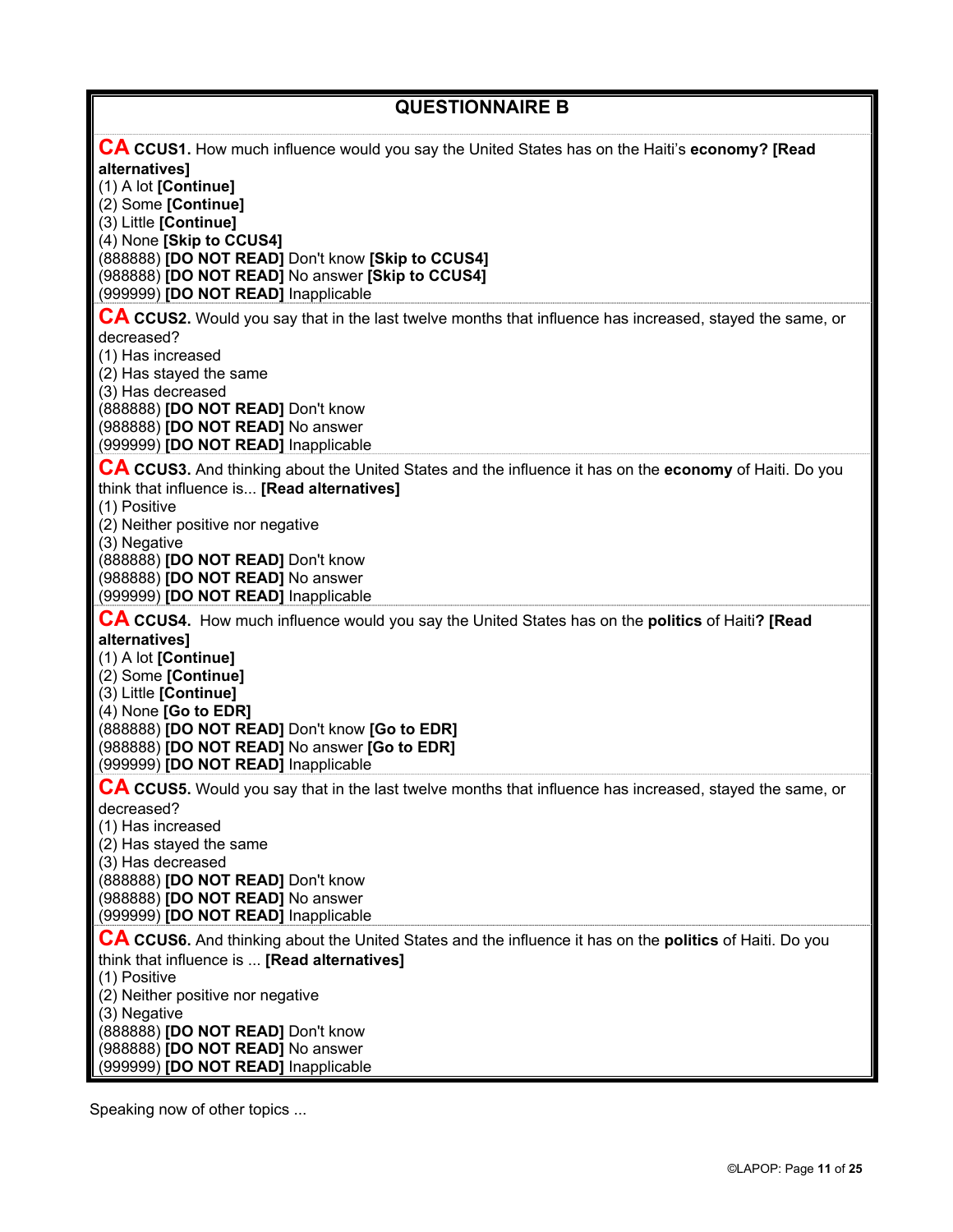## QUESTIONNAIRE B

**CA CCUS1.** How much influence would you say the United States has on the Haiti's **economy? [Read alternatives]**
(1) A lot **[Continue]**
(2) Some **[Continue]**
(3) Little **[Continue]**
(4) None **[Skip to CCUS4]**
(888888) **[DO NOT READ]** Don't know **[Skip to CCUS4]**
(988888) **[DO NOT READ]** No answer **[Skip to CCUS4]**
(999999) **[DO NOT READ]** Inapplicable

**CA CCUS2.** Would you say that in the last twelve months that influence has increased, stayed the same, or decreased?
(1) Has increased
(2) Has stayed the same
(3) Has decreased
(888888) **[DO NOT READ]** Don't know
(988888) **[DO NOT READ]** No answer
(999999) **[DO NOT READ]** Inapplicable

**CA CCUS3.** And thinking about the United States and the influence it has on the **economy** of Haiti. Do you think that influence is... **[Read alternatives]**
(1) Positive
(2) Neither positive nor negative
(3) Negative
(888888) **[DO NOT READ]** Don't know
(988888) **[DO NOT READ]** No answer
(999999) **[DO NOT READ]** Inapplicable

**CA CCUS4.** How much influence would you say the United States has on the **politics** of Haiti**? [Read alternatives]**
(1) A lot **[Continue]**
(2) Some **[Continue]**
(3) Little **[Continue]**
(4) None **[Go to EDR]**
(888888) **[DO NOT READ]** Don't know **[Go to EDR]**
(988888) **[DO NOT READ]** No answer **[Go to EDR]**
(999999) **[DO NOT READ]** Inapplicable

**CA CCUS5.** Would you say that in the last twelve months that influence has increased, stayed the same, or decreased?
(1) Has increased
(2) Has stayed the same
(3) Has decreased
(888888) **[DO NOT READ]** Don't know
(988888) **[DO NOT READ]** No answer
(999999) **[DO NOT READ]** Inapplicable

**CA CCUS6.** And thinking about the United States and the influence it has on the **politics** of Haiti. Do you think that influence is ... **[Read alternatives]**
(1) Positive
(2) Neither positive nor negative
(3) Negative
(888888) **[DO NOT READ]** Don't know
(988888) **[DO NOT READ]** No answer
(999999) **[DO NOT READ]** Inapplicable

Speaking now of other topics ...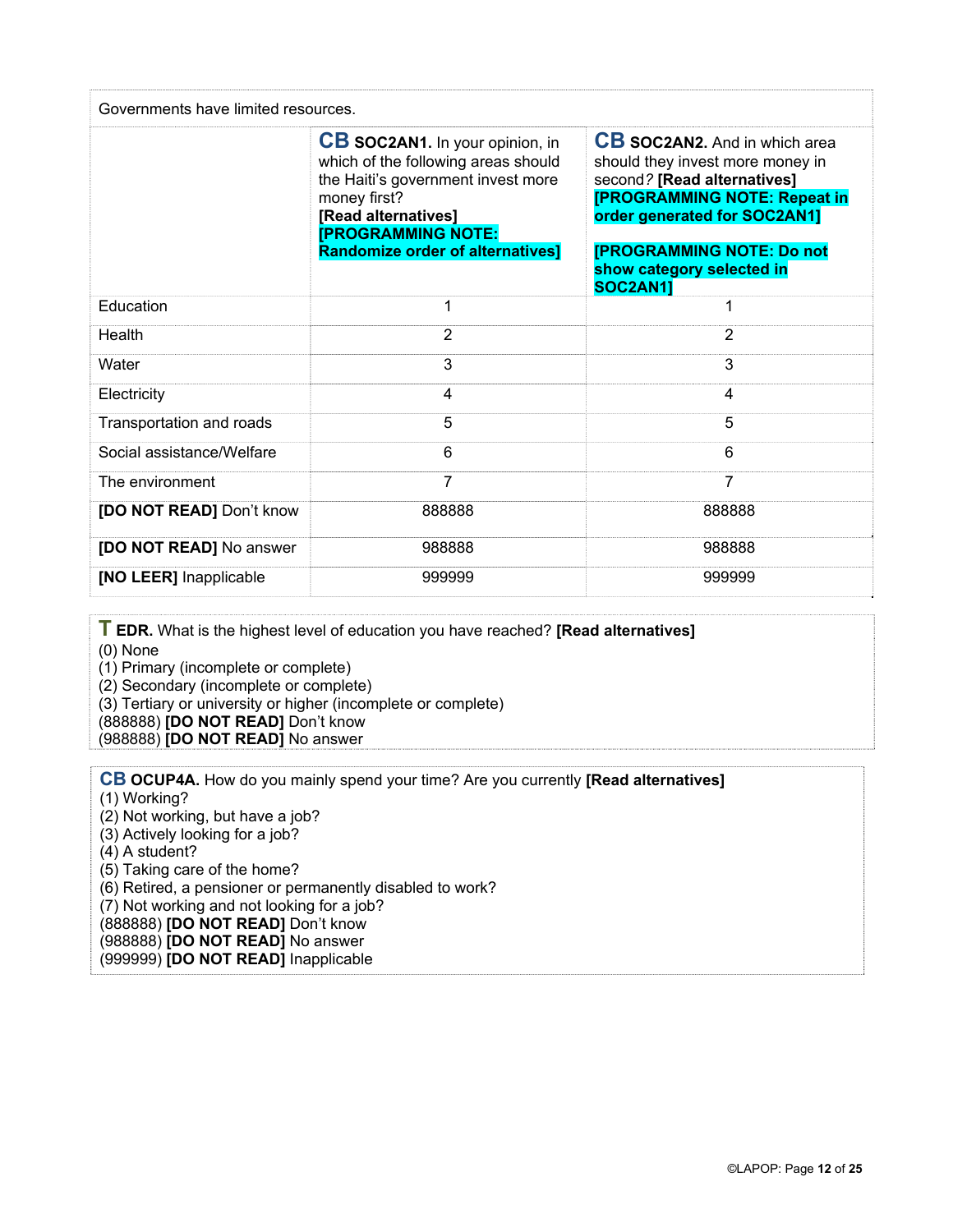| Governments have limited resources. | | |
|---|---|---|
| | **CB SOC2AN1.** In your opinion, in which of the following areas should the Haiti's government invest more money first? **[Read alternatives]** **[PROGRAMMING NOTE: Randomize order of alternatives]** | **CB SOC2AN2.** And in which area should they invest more money in second? **[Read alternatives]** **[PROGRAMMING NOTE: Repeat in order generated for SOC2AN1]** **[PROGRAMMING NOTE: Do not show category selected in SOC2AN1]** |
| Education | 1 | 1 |
| Health | 2 | 2 |
| Water | 3 | 3 |
| Electricity | 4 | 4 |
| Transportation and roads | 5 | 5 |
| Social assistance/Welfare | 6 | 6 |
| The environment | 7 | 7 |
| **[DO NOT READ]** Don't know | 888888 | 888888 |
| **[DO NOT READ]** No answer | 988888 | 988888 |
| **[NO LEER]** Inapplicable | 999999 | 999999 |

**T EDR.** What is the highest level of education you have reached? **[Read alternatives]**
(0) None
(1) Primary (incomplete or complete)
(2) Secondary (incomplete or complete)
(3) Tertiary or university or higher (incomplete or complete)
(888888) **[DO NOT READ]** Don't know
(988888) **[DO NOT READ]** No answer

**CB OCUP4A.** How do you mainly spend your time? Are you currently **[Read alternatives]**
(1) Working?
(2) Not working, but have a job?
(3) Actively looking for a job?
(4) A student?
(5) Taking care of the home?
(6) Retired, a pensioner or permanently disabled to work?
(7) Not working and not looking for a job?
(888888) **[DO NOT READ]** Don't know
(988888) **[DO NOT READ]** No answer
(999999) **[DO NOT READ]** Inapplicable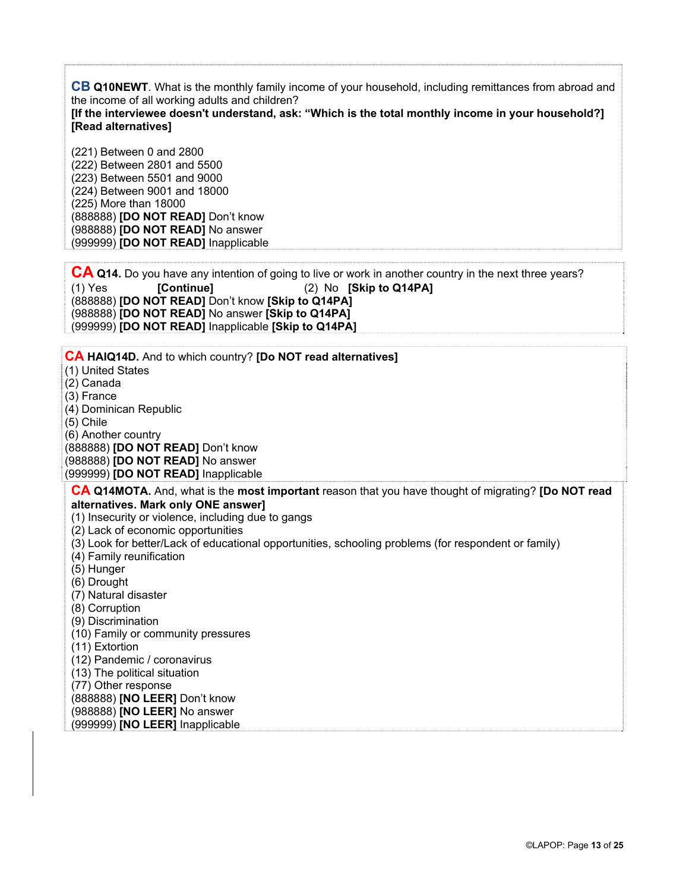**CB Q10NEWT**. What is the monthly family income of your household, including remittances from abroad and the income of all working adults and children?
**[If the interviewee doesn't understand, ask: "Which is the total monthly income in your household?]**
**[Read alternatives]**

(221) Between 0 and 2800
(222) Between 2801 and 5500
(223) Between 5501 and 9000
(224) Between 9001 and 18000
(225) More than 18000
(888888) **[DO NOT READ]** Don't know
(988888) **[DO NOT READ]** No answer
(999999) **[DO NOT READ]** Inapplicable

**CA Q14.** Do you have any intention of going to live or work in another country in the next three years?
(1) Yes **[Continue]** (2) No **[Skip to Q14PA]**
(888888) **[DO NOT READ]** Don't know **[Skip to Q14PA]**
(988888) **[DO NOT READ]** No answer **[Skip to Q14PA]**
(999999) **[DO NOT READ]** Inapplicable **[Skip to Q14PA]**

**CA HAIQ14D.** And to which country? **[Do NOT read alternatives]**
(1) United States
(2) Canada
(3) France
(4) Dominican Republic
(5) Chile
(6) Another country
(888888) **[DO NOT READ]** Don't know
(988888) **[DO NOT READ]** No answer
(999999) **[DO NOT READ]** Inapplicable

**CA Q14MOTA.** And, what is the **most important** reason that you have thought of migrating? **[Do NOT read alternatives. Mark only ONE answer]**
(1) Insecurity or violence, including due to gangs
(2) Lack of economic opportunities
(3) Look for better/Lack of educational opportunities, schooling problems (for respondent or family)
(4) Family reunification
(5) Hunger
(6) Drought
(7) Natural disaster
(8) Corruption
(9) Discrimination
(10) Family or community pressures
(11) Extortion
(12) Pandemic / coronavirus
(13) The political situation
(77) Other response
(888888) **[NO LEER]** Don't know
(988888) **[NO LEER]** No answer
(999999) **[NO LEER]** Inapplicable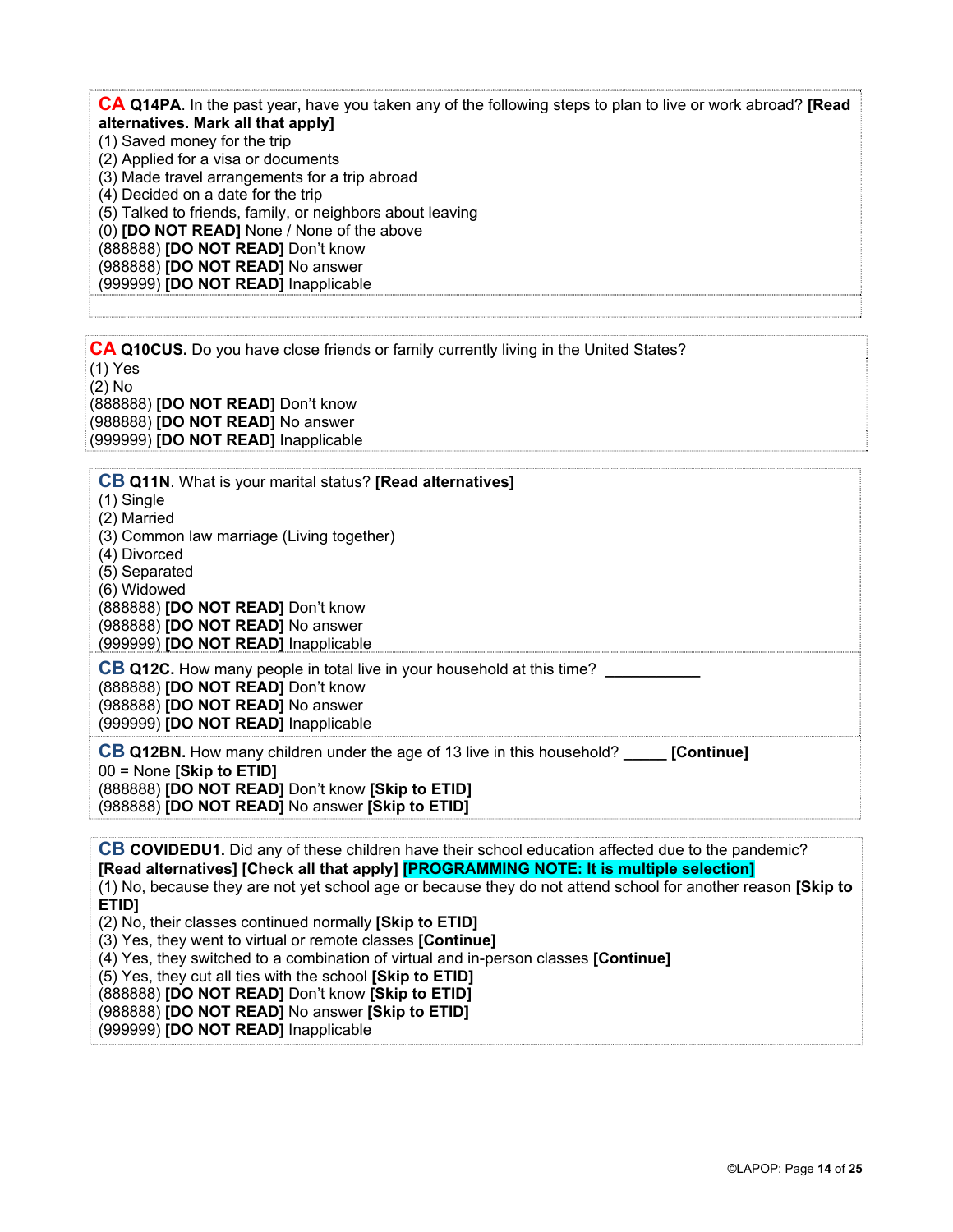**CA Q14PA**. In the past year, have you taken any of the following steps to plan to live or work abroad? **[Read alternatives. Mark all that apply]**
(1) Saved money for the trip
(2) Applied for a visa or documents
(3) Made travel arrangements for a trip abroad
(4) Decided on a date for the trip
(5) Talked to friends, family, or neighbors about leaving
(0) **[DO NOT READ]** None / None of the above
(888888) **[DO NOT READ]** Don't know
(988888) **[DO NOT READ]** No answer
(999999) **[DO NOT READ]** Inapplicable

**CA Q10CUS.** Do you have close friends or family currently living in the United States?
(1) Yes
(2) No
(888888) **[DO NOT READ]** Don't know
(988888) **[DO NOT READ]** No answer
(999999) **[DO NOT READ]** Inapplicable

**CB Q11N**. What is your marital status? **[Read alternatives]**
(1) Single
(2) Married
(3) Common law marriage (Living together)
(4) Divorced
(5) Separated
(6) Widowed
(888888) **[DO NOT READ]** Don't know
(988888) **[DO NOT READ]** No answer
(999999) **[DO NOT READ]** Inapplicable

**CB Q12C.** How many people in total live in your household at this time? ___________
(888888) **[DO NOT READ]** Don't know
(988888) **[DO NOT READ]** No answer
(999999) **[DO NOT READ]** Inapplicable

**CB Q12BN.** How many children under the age of 13 live in this household? _____ **[Continue]**
00 = None **[Skip to ETID]**
(888888) **[DO NOT READ]** Don't know **[Skip to ETID]**
(988888) **[DO NOT READ]** No answer **[Skip to ETID]**

**CB COVIDEDU1.** Did any of these children have their school education affected due to the pandemic? **[Read alternatives] [Check all that apply] [PROGRAMMING NOTE: It is multiple selection]**
(1) No, because they are not yet school age or because they do not attend school for another reason **[Skip to ETID]**
(2) No, their classes continued normally **[Skip to ETID]**
(3) Yes, they went to virtual or remote classes **[Continue]**
(4) Yes, they switched to a combination of virtual and in-person classes **[Continue]**
(5) Yes, they cut all ties with the school **[Skip to ETID]**
(888888) **[DO NOT READ]** Don't know **[Skip to ETID]**
(988888) **[DO NOT READ]** No answer **[Skip to ETID]**
(999999) **[DO NOT READ]** Inapplicable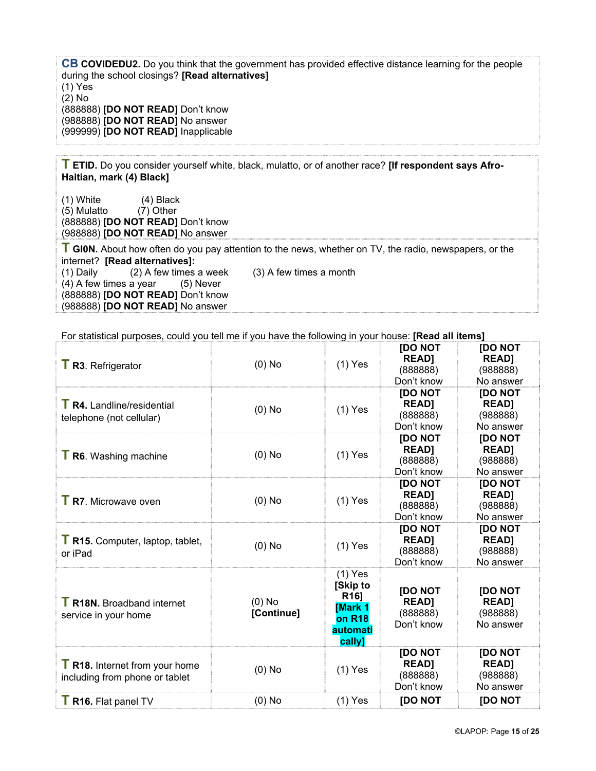**CB COVIDEDU2.** Do you think that the government has provided effective distance learning for the people during the school closings? **[Read alternatives]**
(1) Yes
(2) No
(888888) **[DO NOT READ]** Don't know
(988888) **[DO NOT READ]** No answer
(999999) **[DO NOT READ]** Inapplicable

**T ETID.** Do you consider yourself white, black, mulatto, or of another race? **[If respondent says Afro-Haitian, mark (4) Black]**

(1) White (4) Black
(5) Mulatto (7) Other
(888888) **[DO NOT READ]** Don't know
(988888) **[DO NOT READ]** No answer

**T GI0N.** About how often do you pay attention to the news, whether on TV, the radio, newspapers, or the internet? **[Read alternatives]:**
(1) Daily (2) A few times a week (3) A few times a month
(4) A few times a year (5) Never
(888888) **[DO NOT READ]** Don't know
(988888) **[DO NOT READ]** No answer

For statistical purposes, could you tell me if you have the following in your house: **[Read all items]**

| | | | | |
|---|---|---|---|---|
| **T R3**. Refrigerator | (0) No | (1) Yes | **[DO NOT READ]** (888888) Don't know | **[DO NOT READ]** (988888) No answer |
| **T R4.** Landline/residential telephone (not cellular) | (0) No | (1) Yes | **[DO NOT READ]** (888888) Don't know | **[DO NOT READ]** (988888) No answer |
| **T R6**. Washing machine | (0) No | (1) Yes | **[DO NOT READ]** (888888) Don't know | **[DO NOT READ]** (988888) No answer |
| **T R7**. Microwave oven | (0) No | (1) Yes | **[DO NOT READ]** (888888) Don't know | **[DO NOT READ]** (988888) No answer |
| **T R15.** Computer, laptop, tablet, or iPad | (0) No | (1) Yes | **[DO NOT READ]** (888888) Don't know | **[DO NOT READ]** (988888) No answer |
| **T R18N.** Broadband internet service in your home | (0) No **[Continue]** | (1) Yes **[Skip to R16]** **[Mark 1 on R18 automatically]** | **[DO NOT READ]** (888888) Don't know | **[DO NOT READ]** (988888) No answer |
| **T R18.** Internet from your home including from phone or tablet | (0) No | (1) Yes | **[DO NOT READ]** (888888) Don't know | **[DO NOT READ]** (988888) No answer |
| **T R16.** Flat panel TV | (0) No | (1) Yes | **[DO NOT** | **[DO NOT** |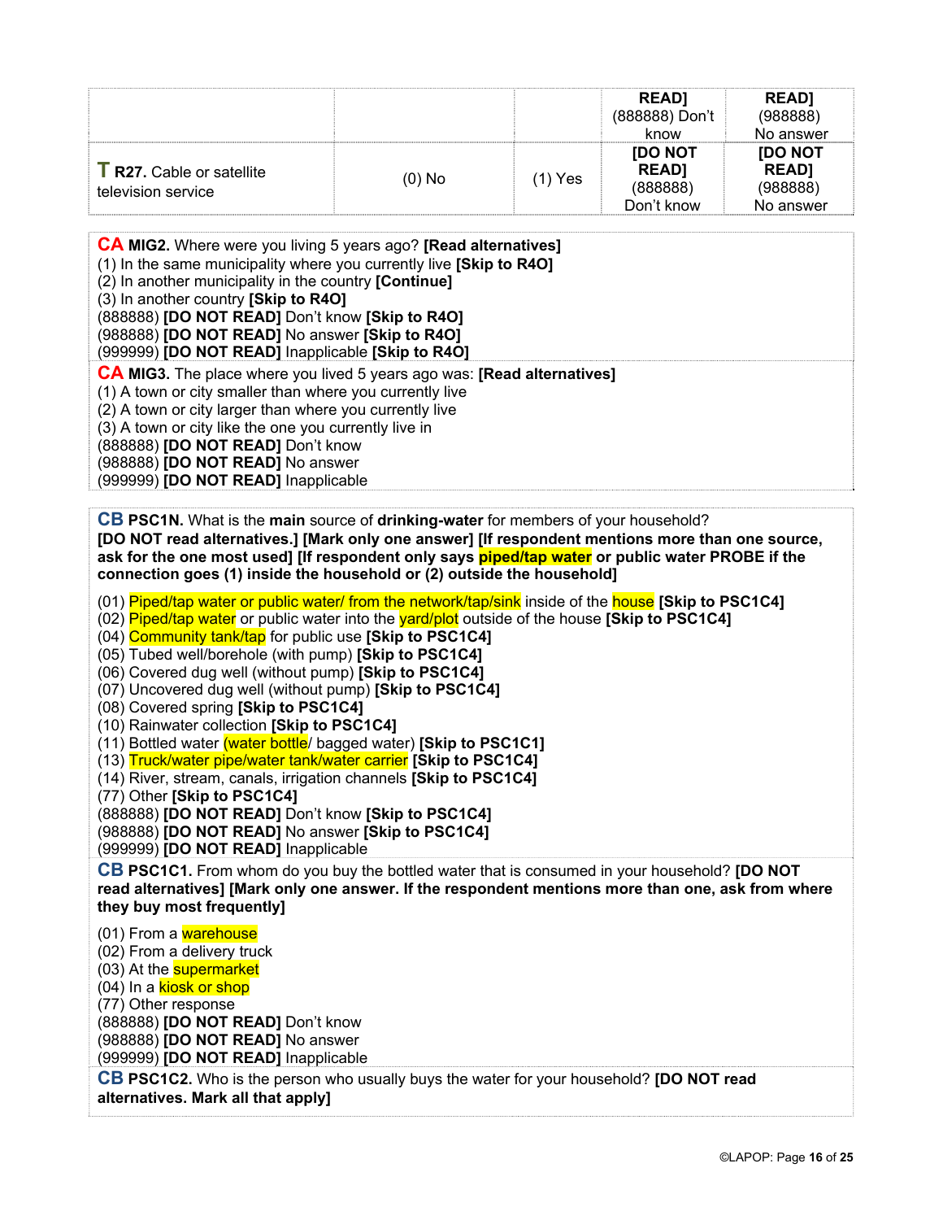| | | | READ] (888888) Don't know | READ] (988888) No answer |
|---|---|---|---|---|
| **T R27.** Cable or satellite television service | (0) No | (1) Yes | **[DO NOT READ]** (888888) Don't know | **[DO NOT READ]** (988888) No answer |

**CA MIG2.** Where were you living 5 years ago? **[Read alternatives]**
(1) In the same municipality where you currently live **[Skip to R4O]**
(2) In another municipality in the country **[Continue]**
(3) In another country **[Skip to R4O]**
(888888) **[DO NOT READ]** Don't know **[Skip to R4O]**
(988888) **[DO NOT READ]** No answer **[Skip to R4O]**
(999999) **[DO NOT READ]** Inapplicable **[Skip to R4O]**

**CA MIG3.** The place where you lived 5 years ago was: **[Read alternatives]**
(1) A town or city smaller than where you currently live
(2) A town or city larger than where you currently live
(3) A town or city like the one you currently live in
(888888) **[DO NOT READ]** Don't know
(988888) **[DO NOT READ]** No answer
(999999) **[DO NOT READ]** Inapplicable

**CB PSC1N.** What is the **main** source of **drinking-water** for members of your household? **[DO NOT read alternatives.] [Mark only one answer] [If respondent mentions more than one source, ask for the one most used] [If respondent only says piped/tap water or public water PROBE if the connection goes (1) inside the household or (2) outside the household]**

(01) Piped/tap water or public water/ from the network/tap/sink inside of the house **[Skip to PSC1C4]**
(02) Piped/tap water or public water into the yard/plot outside of the house **[Skip to PSC1C4]**
(04) Community tank/tap for public use **[Skip to PSC1C4]**
(05) Tubed well/borehole (with pump) **[Skip to PSC1C4]**
(06) Covered dug well (without pump) **[Skip to PSC1C4]**
(07) Uncovered dug well (without pump) **[Skip to PSC1C4]**
(08) Covered spring **[Skip to PSC1C4]**
(10) Rainwater collection **[Skip to PSC1C4]**
(11) Bottled water (water bottle/ bagged water) **[Skip to PSC1C1]**
(13) Truck/water pipe/water tank/water carrier **[Skip to PSC1C4]**
(14) River, stream, canals, irrigation channels **[Skip to PSC1C4]**
(77) Other **[Skip to PSC1C4]**
(888888) **[DO NOT READ]** Don't know **[Skip to PSC1C4]**
(988888) **[DO NOT READ]** No answer **[Skip to PSC1C4]**
(999999) **[DO NOT READ]** Inapplicable

**CB PSC1C1.** From whom do you buy the bottled water that is consumed in your household? **[DO NOT read alternatives] [Mark only one answer. If the respondent mentions more than one, ask from where they buy most frequently]**

(01) From a warehouse
(02) From a delivery truck
(03) At the supermarket
(04) In a kiosk or shop
(77) Other response
(888888) **[DO NOT READ]** Don't know
(988888) **[DO NOT READ]** No answer
(999999) **[DO NOT READ]** Inapplicable

**CB PSC1C2.** Who is the person who usually buys the water for your household? **[DO NOT read alternatives. Mark all that apply]**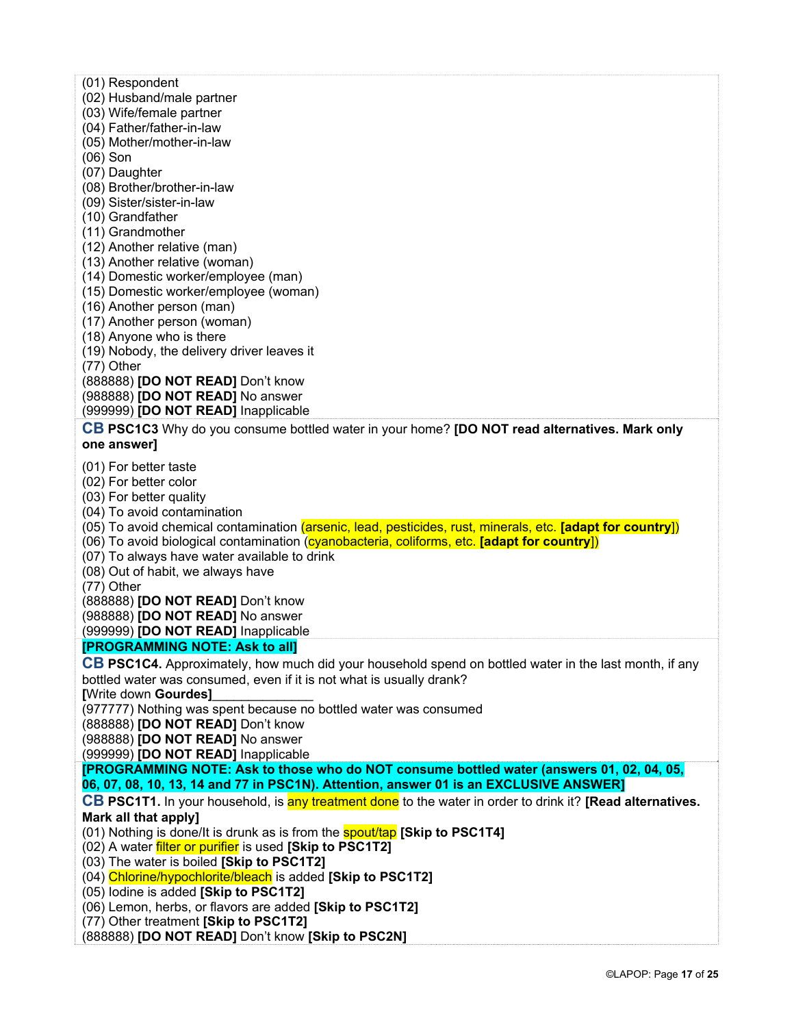(01) Respondent
(02) Husband/male partner
(03) Wife/female partner
(04) Father/father-in-law
(05) Mother/mother-in-law
(06) Son
(07) Daughter
(08) Brother/brother-in-law
(09) Sister/sister-in-law
(10) Grandfather
(11) Grandmother
(12) Another relative (man)
(13) Another relative (woman)
(14) Domestic worker/employee (man)
(15) Domestic worker/employee (woman)
(16) Another person (man)
(17) Another person (woman)
(18) Anyone who is there
(19) Nobody, the delivery driver leaves it
(77) Other
(888888) **[DO NOT READ]** Don't know
(988888) **[DO NOT READ]** No answer
(999999) **[DO NOT READ]** Inapplicable

**CB PSC1C3** Why do you consume bottled water in your home? **[DO NOT read alternatives. Mark only one answer]**

(01) For better taste
(02) For better color
(03) For better quality
(04) To avoid contamination
(05) To avoid chemical contamination (arsenic, lead, pesticides, rust, minerals, etc. **[adapt for country]**)
(06) To avoid biological contamination (cyanobacteria, coliforms, etc. **[adapt for country]**)
(07) To always have water available to drink
(08) Out of habit, we always have
(77) Other
(888888) **[DO NOT READ]** Don't know
(988888) **[DO NOT READ]** No answer
(999999) **[DO NOT READ]** Inapplicable

**[PROGRAMMING NOTE: Ask to all]**

**CB PSC1C4.** Approximately, how much did your household spend on bottled water in the last month, if any bottled water was consumed, even if it is not what is usually drank?
**[**Write down **Gourdes]**______________
(977777) Nothing was spent because no bottled water was consumed
(888888) **[DO NOT READ]** Don't know
(988888) **[DO NOT READ]** No answer
(999999) **[DO NOT READ]** Inapplicable

**[PROGRAMMING NOTE: Ask to those who do NOT consume bottled water (answers 01, 02, 04, 05, 06, 07, 08, 10, 13, 14 and 77 in PSC1N). Attention, answer 01 is an EXCLUSIVE ANSWER]**

**CB PSC1T1.** In your household, is any treatment done to the water in order to drink it? **[Read alternatives. Mark all that apply]**
(01) Nothing is done/It is drunk as is from the spout/tap **[Skip to PSC1T4]**
(02) A water filter or purifier is used **[Skip to PSC1T2]**
(03) The water is boiled **[Skip to PSC1T2]**
(04) Chlorine/hypochlorite/bleach is added **[Skip to PSC1T2]**
(05) Iodine is added **[Skip to PSC1T2]**
(06) Lemon, herbs, or flavors are added **[Skip to PSC1T2]**
(77) Other treatment **[Skip to PSC1T2]**
(888888) **[DO NOT READ]** Don't know **[Skip to PSC2N]**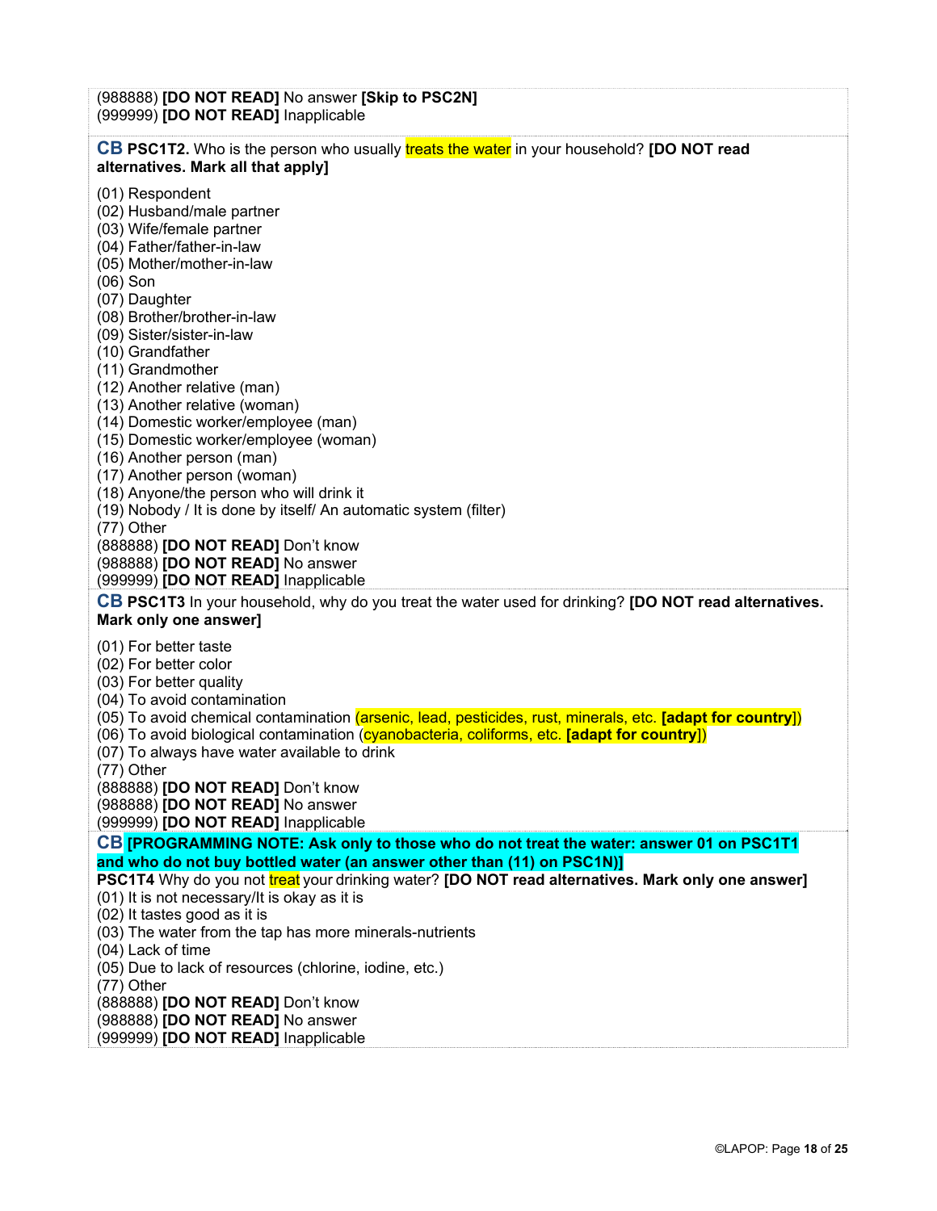(988888) **[DO NOT READ]** No answer **[Skip to PSC2N]**
(999999) **[DO NOT READ]** Inapplicable

**CB PSC1T2.** Who is the person who usually treats the water in your household? **[DO NOT read alternatives. Mark all that apply]**

(01) Respondent
(02) Husband/male partner
(03) Wife/female partner
(04) Father/father-in-law
(05) Mother/mother-in-law
(06) Son
(07) Daughter
(08) Brother/brother-in-law
(09) Sister/sister-in-law
(10) Grandfather
(11) Grandmother
(12) Another relative (man)
(13) Another relative (woman)
(14) Domestic worker/employee (man)
(15) Domestic worker/employee (woman)
(16) Another person (man)
(17) Another person (woman)
(18) Anyone/the person who will drink it
(19) Nobody / It is done by itself/ An automatic system (filter)
(77) Other
(888888) **[DO NOT READ]** Don't know
(988888) **[DO NOT READ]** No answer
(999999) **[DO NOT READ]** Inapplicable

**CB PSC1T3** In your household, why do you treat the water used for drinking? **[DO NOT read alternatives. Mark only one answer]**

(01) For better taste
(02) For better color
(03) For better quality
(04) To avoid contamination
(05) To avoid chemical contamination (arsenic, lead, pesticides, rust, minerals, etc. **[adapt for country]**)
(06) To avoid biological contamination (cyanobacteria, coliforms, etc. **[adapt for country]**)
(07) To always have water available to drink
(77) Other
(888888) **[DO NOT READ]** Don't know
(988888) **[DO NOT READ]** No answer
(999999) **[DO NOT READ]** Inapplicable

**CB [PROGRAMMING NOTE: Ask only to those who do not treat the water: answer 01 on PSC1T1 and who do not buy bottled water (an answer other than (11) on PSC1N)]**

**PSC1T4** Why do you not treat your drinking water? **[DO NOT read alternatives. Mark only one answer]**

(01) It is not necessary/It is okay as it is
(02) It tastes good as it is
(03) The water from the tap has more minerals-nutrients
(04) Lack of time
(05) Due to lack of resources (chlorine, iodine, etc.)
(77) Other
(888888) **[DO NOT READ]** Don't know
(988888) **[DO NOT READ]** No answer
(999999) **[DO NOT READ]** Inapplicable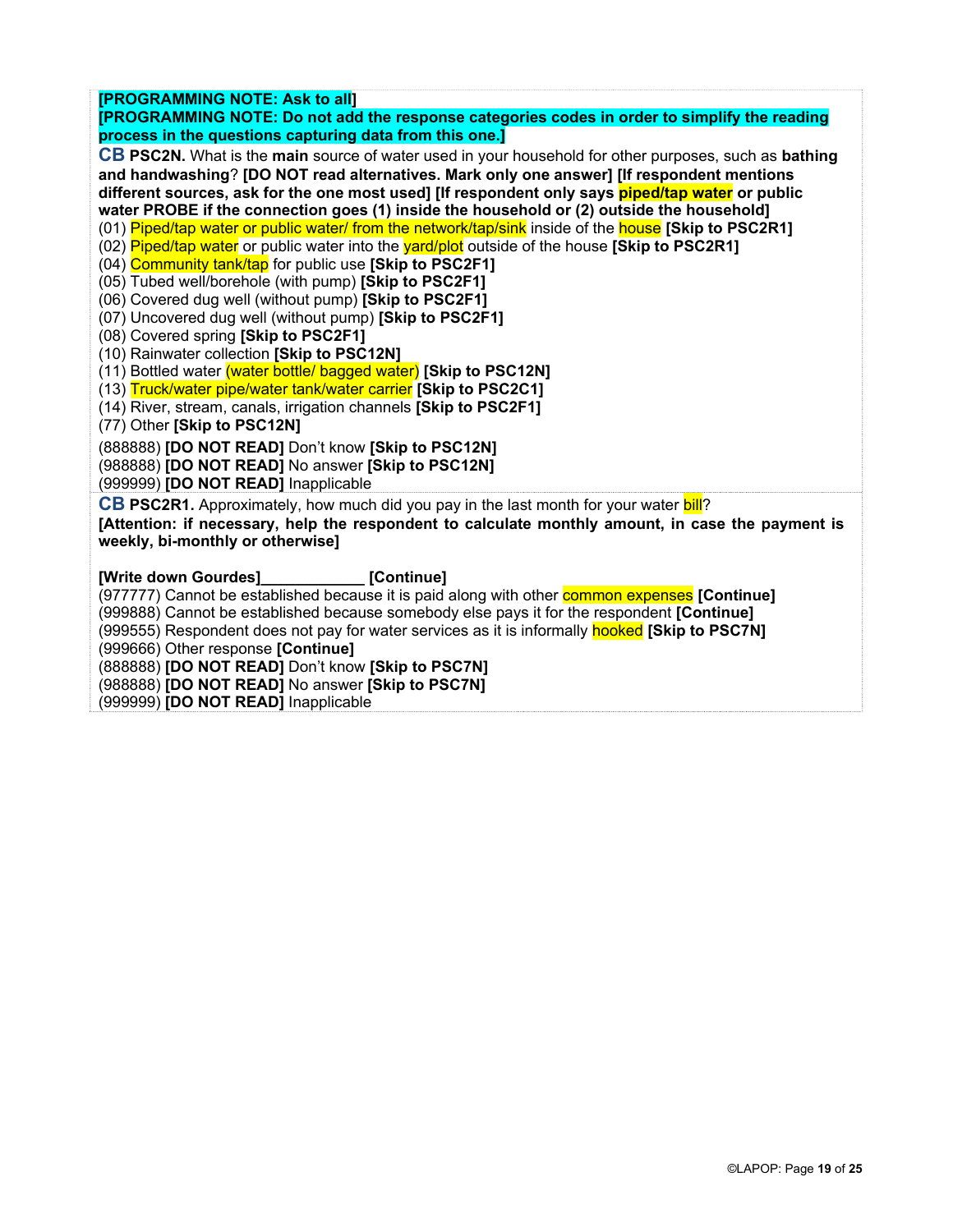**[PROGRAMMING NOTE: Ask to all]**
**[PROGRAMMING NOTE: Do not add the response categories codes in order to simplify the reading process in the questions capturing data from this one.]**

**CB PSC2N.** What is the **main** source of water used in your household for other purposes, such as **bathing and handwashing**? **[DO NOT read alternatives. Mark only one answer] [If respondent mentions different sources, ask for the one most used] [If respondent only says piped/tap water or public water PROBE if the connection goes (1) inside the household or (2) outside the household]**

(01) Piped/tap water or public water/ from the network/tap/sink inside of the house **[Skip to PSC2R1]**
(02) Piped/tap water or public water into the yard/plot outside of the house **[Skip to PSC2R1]**
(04) Community tank/tap for public use **[Skip to PSC2F1]**
(05) Tubed well/borehole (with pump) **[Skip to PSC2F1]**
(06) Covered dug well (without pump) **[Skip to PSC2F1]**
(07) Uncovered dug well (without pump) **[Skip to PSC2F1]**
(08) Covered spring **[Skip to PSC2F1]**
(10) Rainwater collection **[Skip to PSC12N]**
(11) Bottled water (water bottle/ bagged water) **[Skip to PSC12N]**
(13) Truck/water pipe/water tank/water carrier **[Skip to PSC2C1]**
(14) River, stream, canals, irrigation channels **[Skip to PSC2F1]**
(77) Other **[Skip to PSC12N]**

(888888) **[DO NOT READ]** Don't know **[Skip to PSC12N]**
(988888) **[DO NOT READ]** No answer **[Skip to PSC12N]**
(999999) **[DO NOT READ]** Inapplicable

**CB PSC2R1.** Approximately, how much did you pay in the last month for your water bill?
**[Attention: if necessary, help the respondent to calculate monthly amount, in case the payment is weekly, bi-monthly or otherwise]**

**[Write down Gourdes]____________ [Continue]**
(977777) Cannot be established because it is paid along with other common expenses **[Continue]**
(999888) Cannot be established because somebody else pays it for the respondent **[Continue]**
(999555) Respondent does not pay for water services as it is informally hooked **[Skip to PSC7N]**
(999666) Other response **[Continue]**
(888888) **[DO NOT READ]** Don't know **[Skip to PSC7N]**
(988888) **[DO NOT READ]** No answer **[Skip to PSC7N]**
(999999) **[DO NOT READ]** Inapplicable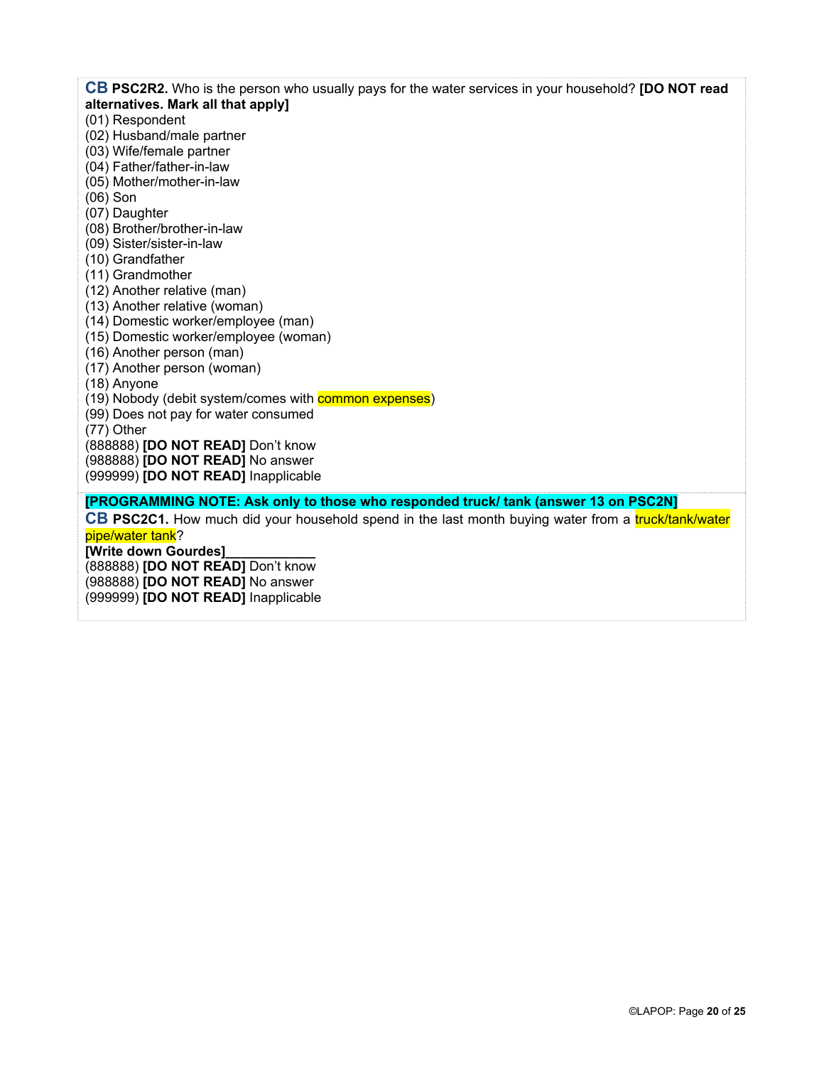**CB PSC2R2.** Who is the person who usually pays for the water services in your household? **[DO NOT read alternatives. Mark all that apply]**

(01) Respondent
(02) Husband/male partner
(03) Wife/female partner
(04) Father/father-in-law
(05) Mother/mother-in-law
(06) Son
(07) Daughter
(08) Brother/brother-in-law
(09) Sister/sister-in-law
(10) Grandfather
(11) Grandmother
(12) Another relative (man)
(13) Another relative (woman)
(14) Domestic worker/employee (man)
(15) Domestic worker/employee (woman)
(16) Another person (man)
(17) Another person (woman)
(18) Anyone
(19) Nobody (debit system/comes with common expenses)
(99) Does not pay for water consumed
(77) Other
(888888) **[DO NOT READ]** Don't know
(988888) **[DO NOT READ]** No answer
(999999) **[DO NOT READ]** Inapplicable

**[PROGRAMMING NOTE: Ask only to those who responded truck/ tank (answer 13 on PSC2N]**

**CB PSC2C1.** How much did your household spend in the last month buying water from a truck/tank/water pipe/water tank?

**[Write down Gourdes]**____________

(888888) **[DO NOT READ]** Don't know
(988888) **[DO NOT READ]** No answer
(999999) **[DO NOT READ]** Inapplicable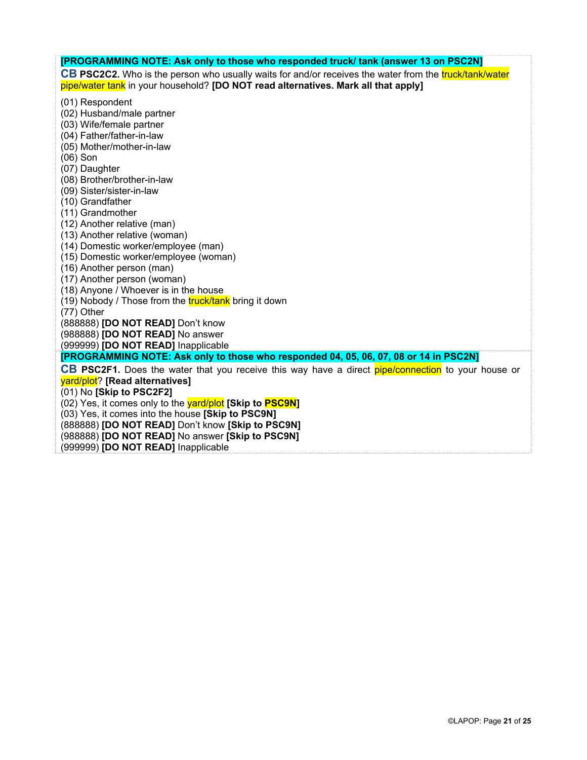**[PROGRAMMING NOTE: Ask only to those who responded truck/ tank (answer 13 on PSC2N]**

**CB PSC2C2.** Who is the person who usually waits for and/or receives the water from the truck/tank/water pipe/water tank in your household? **[DO NOT read alternatives. Mark all that apply]**

(01) Respondent
(02) Husband/male partner
(03) Wife/female partner
(04) Father/father-in-law
(05) Mother/mother-in-law
(06) Son
(07) Daughter
(08) Brother/brother-in-law
(09) Sister/sister-in-law
(10) Grandfather
(11) Grandmother
(12) Another relative (man)
(13) Another relative (woman)
(14) Domestic worker/employee (man)
(15) Domestic worker/employee (woman)
(16) Another person (man)
(17) Another person (woman)
(18) Anyone / Whoever is in the house
(19) Nobody / Those from the truck/tank bring it down
(77) Other
(888888) **[DO NOT READ]** Don't know
(988888) **[DO NOT READ]** No answer
(999999) **[DO NOT READ]** Inapplicable

**[PROGRAMMING NOTE: Ask only to those who responded 04, 05, 06, 07, 08 or 14 in PSC2N]**

**CB PSC2F1.** Does the water that you receive this way have a direct pipe/connection to your house or yard/plot? **[Read alternatives]**

(01) No **[Skip to PSC2F2]**
(02) Yes, it comes only to the yard/plot **[Skip to PSC9N]**
(03) Yes, it comes into the house **[Skip to PSC9N]**
(888888) **[DO NOT READ]** Don't know **[Skip to PSC9N]**
(988888) **[DO NOT READ]** No answer **[Skip to PSC9N]**
(999999) **[DO NOT READ]** Inapplicable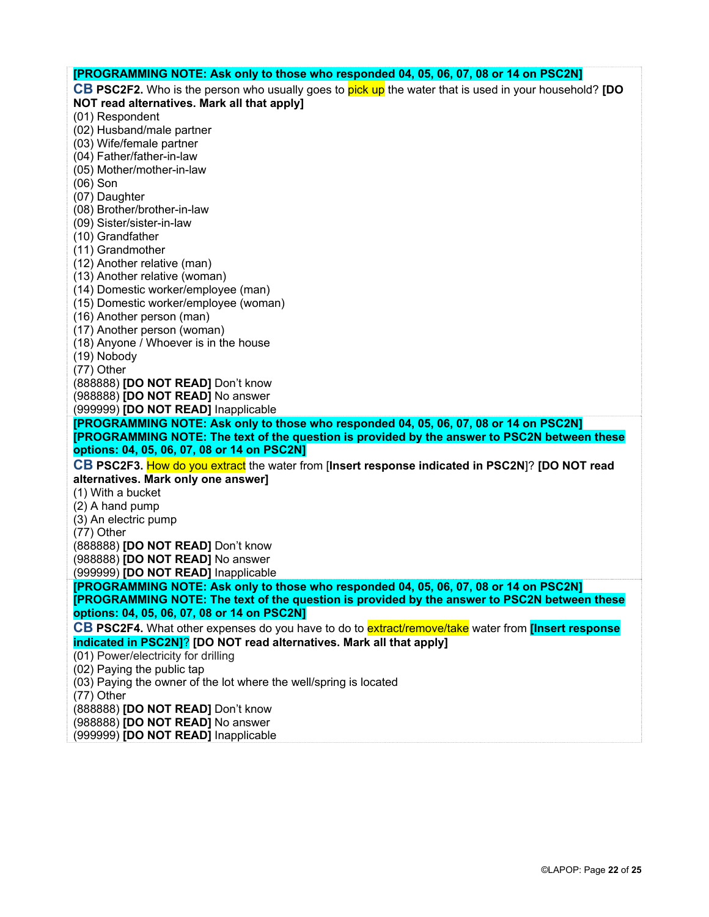**[PROGRAMMING NOTE: Ask only to those who responded 04, 05, 06, 07, 08 or 14 on PSC2N]**

**CB PSC2F2.** Who is the person who usually goes to pick up the water that is used in your household? **[DO NOT read alternatives. Mark all that apply]**

(01) Respondent
(02) Husband/male partner
(03) Wife/female partner
(04) Father/father-in-law
(05) Mother/mother-in-law
(06) Son
(07) Daughter
(08) Brother/brother-in-law
(09) Sister/sister-in-law
(10) Grandfather
(11) Grandmother
(12) Another relative (man)
(13) Another relative (woman)
(14) Domestic worker/employee (man)
(15) Domestic worker/employee (woman)
(16) Another person (man)
(17) Another person (woman)
(18) Anyone / Whoever is in the house
(19) Nobody
(77) Other
(888888) **[DO NOT READ]** Don't know
(988888) **[DO NOT READ]** No answer
(999999) **[DO NOT READ]** Inapplicable

**[PROGRAMMING NOTE: Ask only to those who responded 04, 05, 06, 07, 08 or 14 on PSC2N]**
**[PROGRAMMING NOTE: The text of the question is provided by the answer to PSC2N between these options: 04, 05, 06, 07, 08 or 14 on PSC2N]**

**CB PSC2F3.** How do you extract the water from [**Insert response indicated in PSC2N**]? **[DO NOT read alternatives. Mark only one answer]**

(1) With a bucket
(2) A hand pump
(3) An electric pump
(77) Other
(888888) **[DO NOT READ]** Don't know
(988888) **[DO NOT READ]** No answer
(999999) **[DO NOT READ]** Inapplicable

**[PROGRAMMING NOTE: Ask only to those who responded 04, 05, 06, 07, 08 or 14 on PSC2N]**
**[PROGRAMMING NOTE: The text of the question is provided by the answer to PSC2N between these options: 04, 05, 06, 07, 08 or 14 on PSC2N]**

**CB PSC2F4.** What other expenses do you have to do to extract/remove/take water from **[Insert response indicated in PSC2N]**? **[DO NOT read alternatives. Mark all that apply]**

(01) Power/electricity for drilling
(02) Paying the public tap
(03) Paying the owner of the lot where the well/spring is located
(77) Other
(888888) **[DO NOT READ]** Don't know
(988888) **[DO NOT READ]** No answer
(999999) **[DO NOT READ]** Inapplicable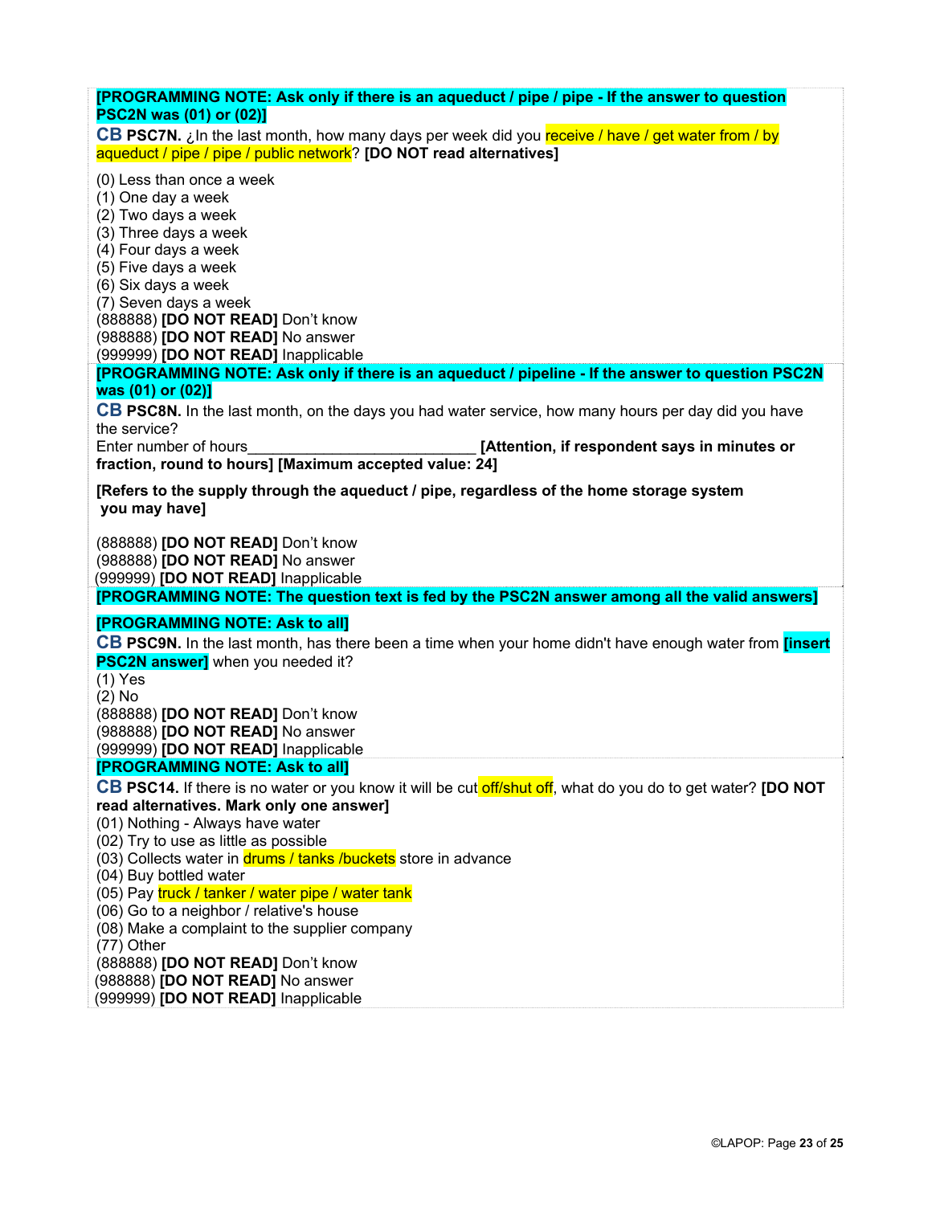**[PROGRAMMING NOTE: Ask only if there is an aqueduct / pipe / pipe - If the answer to question PSC2N was (01) or (02)]**

**CB PSC7N.** ¿In the last month, how many days per week did you receive / have / get water from / by aqueduct / pipe / pipe / public network? **[DO NOT read alternatives]**

(0) Less than once a week
(1) One day a week
(2) Two days a week
(3) Three days a week
(4) Four days a week
(5) Five days a week
(6) Six days a week
(7) Seven days a week
(888888) **[DO NOT READ]** Don't know
(988888) **[DO NOT READ]** No answer
(999999) **[DO NOT READ]** Inapplicable

**[PROGRAMMING NOTE: Ask only if there is an aqueduct / pipeline - If the answer to question PSC2N was (01) or (02)]**

**CB PSC8N.** In the last month, on the days you had water service, how many hours per day did you have the service?
Enter number of hours___________________________ **[Attention, if respondent says in minutes or fraction, round to hours] [Maximum accepted value: 24]**

**[Refers to the supply through the aqueduct / pipe, regardless of the home storage system you may have]**

(888888) **[DO NOT READ]** Don't know
(988888) **[DO NOT READ]** No answer
(999999) **[DO NOT READ]** Inapplicable

**[PROGRAMMING NOTE: The question text is fed by the PSC2N answer among all the valid answers]**

**[PROGRAMMING NOTE: Ask to all]**

**CB PSC9N.** In the last month, has there been a time when your home didn't have enough water from **[insert PSC2N answer]** when you needed it?
(1) Yes
(2) No
(888888) **[DO NOT READ]** Don't know
(988888) **[DO NOT READ]** No answer
(999999) **[DO NOT READ]** Inapplicable

**[PROGRAMMING NOTE: Ask to all]**

**CB PSC14.** If there is no water or you know it will be cut off/shut off, what do you do to get water? **[DO NOT read alternatives. Mark only one answer]**
(01) Nothing - Always have water
(02) Try to use as little as possible
(03) Collects water in drums / tanks /buckets store in advance
(04) Buy bottled water
(05) Pay truck / tanker / water pipe / water tank
(06) Go to a neighbor / relative's house
(08) Make a complaint to the supplier company
(77) Other
(888888) **[DO NOT READ]** Don't know
(988888) **[DO NOT READ]** No answer
(999999) **[DO NOT READ]** Inapplicable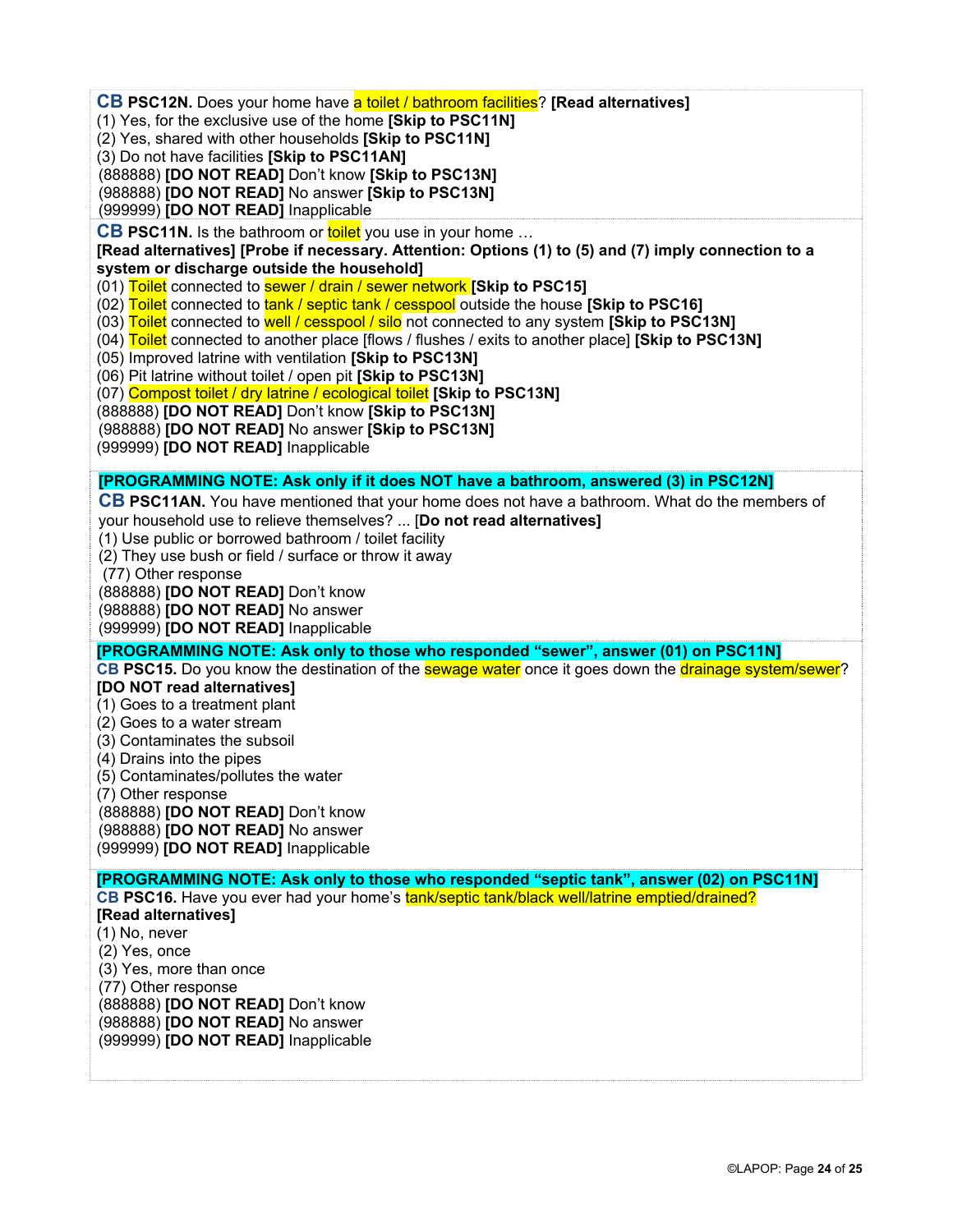**CB PSC12N.** Does your home have a toilet / bathroom facilities? **[Read alternatives]**
(1) Yes, for the exclusive use of the home **[Skip to PSC11N]**
(2) Yes, shared with other households **[Skip to PSC11N]**
(3) Do not have facilities **[Skip to PSC11AN]**
(888888) **[DO NOT READ]** Don't know **[Skip to PSC13N]**
(988888) **[DO NOT READ]** No answer **[Skip to PSC13N]**
(999999) **[DO NOT READ]** Inapplicable

**CB PSC11N.** Is the bathroom or toilet you use in your home …
**[Read alternatives] [Probe if necessary. Attention: Options (1) to (5) and (7) imply connection to a system or discharge outside the household]**
(01) Toilet connected to sewer / drain / sewer network **[Skip to PSC15]**
(02) Toilet connected to tank / septic tank / cesspool outside the house **[Skip to PSC16]**
(03) Toilet connected to well / cesspool / silo not connected to any system **[Skip to PSC13N]**
(04) Toilet connected to another place [flows / flushes / exits to another place] **[Skip to PSC13N]**
(05) Improved latrine with ventilation **[Skip to PSC13N]**
(06) Pit latrine without toilet / open pit **[Skip to PSC13N]**
(07) Compost toilet / dry latrine / ecological toilet **[Skip to PSC13N]**
(888888) **[DO NOT READ]** Don't know **[Skip to PSC13N]**
(988888) **[DO NOT READ]** No answer **[Skip to PSC13N]**
(999999) **[DO NOT READ]** Inapplicable

**[PROGRAMMING NOTE: Ask only if it does NOT have a bathroom, answered (3) in PSC12N]**
**CB PSC11AN.** You have mentioned that your home does not have a bathroom. What do the members of your household use to relieve themselves? ... **[Do not read alternatives]**
(1) Use public or borrowed bathroom / toilet facility
(2) They use bush or field / surface or throw it away
(77) Other response
(888888) **[DO NOT READ]** Don't know
(988888) **[DO NOT READ]** No answer
(999999) **[DO NOT READ]** Inapplicable

**[PROGRAMMING NOTE: Ask only to those who responded "sewer", answer (01) on PSC11N]**
**CB PSC15.** Do you know the destination of the sewage water once it goes down the drainage system/sewer?
**[DO NOT read alternatives]**
(1) Goes to a treatment plant
(2) Goes to a water stream
(3) Contaminates the subsoil
(4) Drains into the pipes
(5) Contaminates/pollutes the water
(7) Other response
(888888) **[DO NOT READ]** Don't know
(988888) **[DO NOT READ]** No answer
(999999) **[DO NOT READ]** Inapplicable

**[PROGRAMMING NOTE: Ask only to those who responded "septic tank", answer (02) on PSC11N]**
**CB PSC16.** Have you ever had your home's tank/septic tank/black well/latrine emptied/drained?
**[Read alternatives]**
(1) No, never
(2) Yes, once
(3) Yes, more than once
(77) Other response
(888888) **[DO NOT READ]** Don't know
(988888) **[DO NOT READ]** No answer
(999999) **[DO NOT READ]** Inapplicable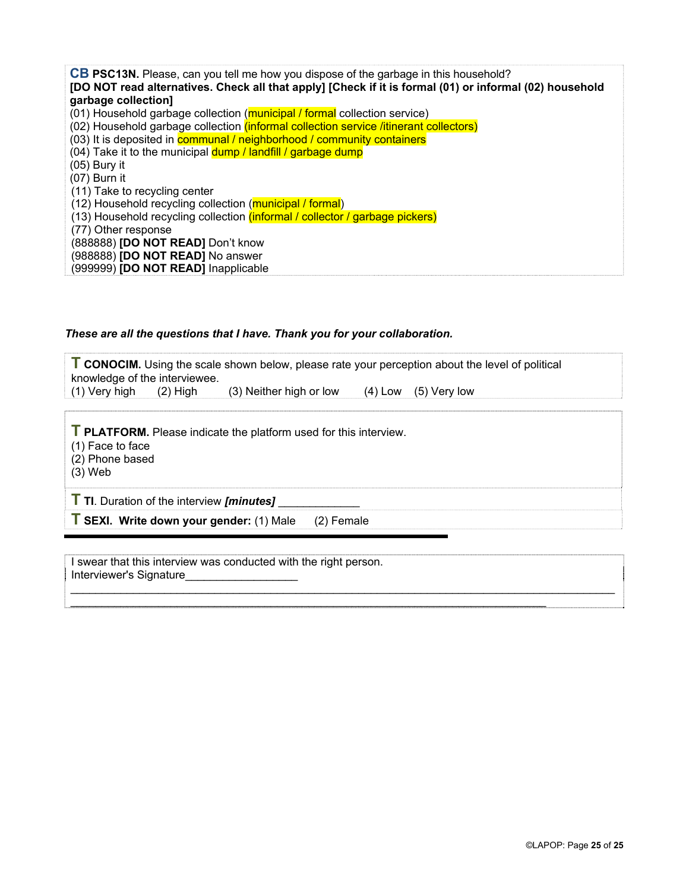**CB PSC13N.** Please, can you tell me how you dispose of the garbage in this household?
**[DO NOT read alternatives. Check all that apply] [Check if it is formal (01) or informal (02) household garbage collection]**
(01) Household garbage collection (municipal / formal collection service)
(02) Household garbage collection (informal collection service /itinerant collectors)
(03) It is deposited in communal / neighborhood / community containers
(04) Take it to the municipal dump / landfill / garbage dump
(05) Bury it
(07) Burn it
(11) Take to recycling center
(12) Household recycling collection (municipal / formal)
(13) Household recycling collection (informal / collector / garbage pickers)
(77) Other response
(888888) **[DO NOT READ]** Don't know
(988888) **[DO NOT READ]** No answer
(999999) **[DO NOT READ]** Inapplicable

***These are all the questions that I have. Thank you for your collaboration.***

**T CONOCIM.** Using the scale shown below, please rate your perception about the level of political knowledge of the interviewee.
(1) Very high (2) High (3) Neither high or low (4) Low (5) Very low

**T PLATFORM.** Please indicate the platform used for this interview.
(1) Face to face
(2) Phone based
(3) Web

**T TI**. Duration of the interview ***[minutes]*** _____________

**T SEXI. Write down your gender:** (1) Male (2) Female

I swear that this interview was conducted with the right person.
Interviewer's Signature__________________